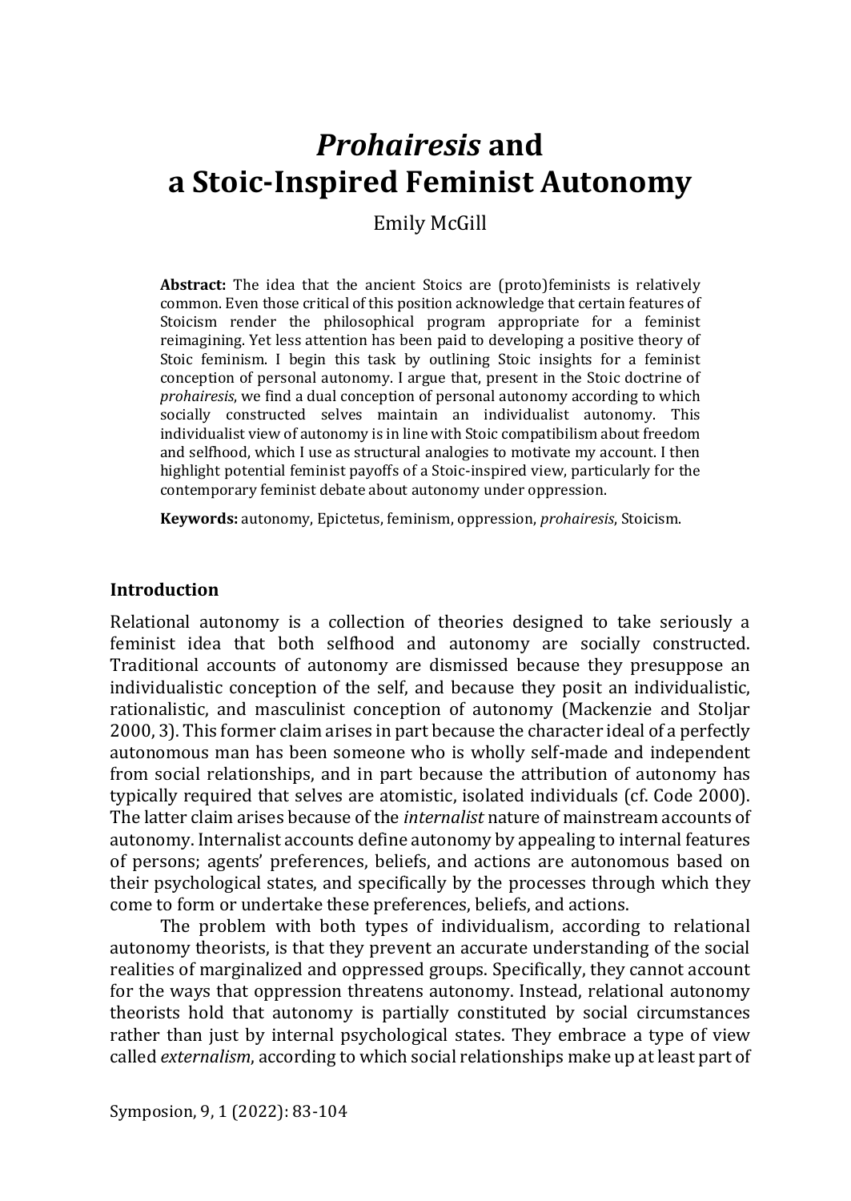# *Prohairesis* and a Stoic-Inspired Feminist Autonomy

Emily McGill

**Abstract:** The idea that the ancient Stoics are (proto)feminists is relatively common. Even those critical of this position acknowledge that certain features of Stoicism render the philosophical program appropriate for a feminist reimagining. Yet less attention has been paid to developing a positive theory of Stoic feminism. I begin this task by outlining Stoic insights for a feminist conception of personal autonomy. I argue that, present in the Stoic doctrine of *prohairesis*, we find a dual conception of personal autonomy according to which socially constructed selves maintain an individualist autonomy. This individualist view of autonomy is in line with Stoic compatibilism about freedom and selfhood, which I use as structural analogies to motivate my account. I then highlight potential feminist payoffs of a Stoic-inspired view, particularly for the contemporary feminist debate about autonomy under oppression.

**Keywords:** autonomy, Epictetus, feminism, oppression, *prohairesis*, Stoicism.

## Introduction

Relational autonomy is a collection of theories designed to take seriously a feminist idea that both selfhood and autonomy are socially constructed. Traditional accounts of autonomy are dismissed because they presuppose an individualistic conception of the self, and because they posit an individualistic, rationalistic, and masculinist conception of autonomy (Mackenzie and Stoljar 2000, 3). This former claim arises in part because the character ideal of a perfectly autonomous man has been someone who is wholly self-made and independent from social relationships, and in part because the attribution of autonomy has typically required that selves are atomistic, isolated individuals (cf. Code 2000). The latter claim arises because of the *internalist* nature of mainstream accounts of autonomy. Internalist accounts define autonomy by appealing to internal features of persons; agents' preferences, beliefs, and actions are autonomous based on their psychological states, and specifically by the processes through which they come to form or undertake these preferences, beliefs, and actions.

The problem with both types of individualism, according to relational autonomy theorists, is that they prevent an accurate understanding of the social realities of marginalized and oppressed groups. Specifically, they cannot account for the ways that oppression threatens autonomy. Instead, relational autonomy theorists hold that autonomy is partially constituted by social circumstances rather than just by internal psychological states. They embrace a type of view called *externalism*, according to which social relationships make up at least part of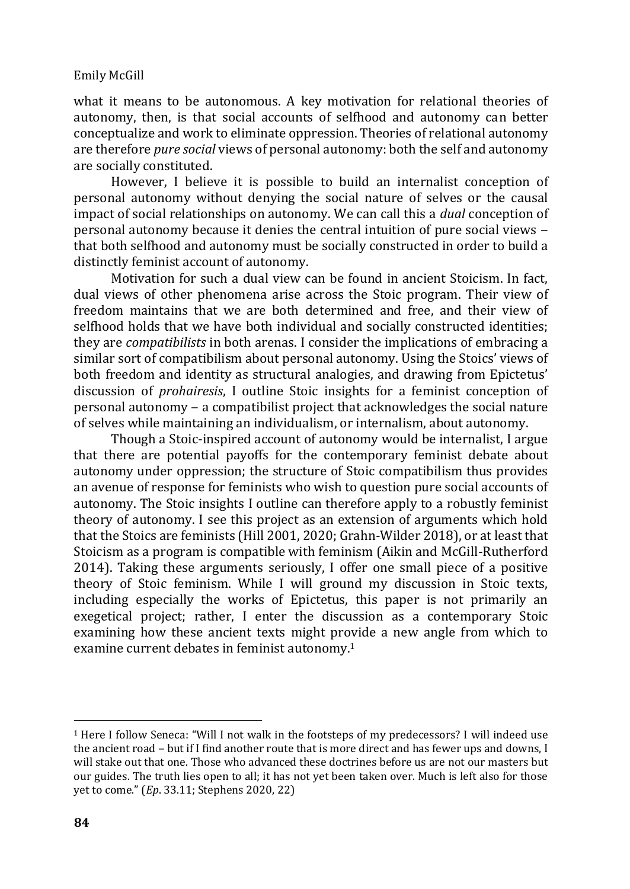what it means to be autonomous. A key motivation for relational theories of autonomy, then, is that social accounts of selfhood and autonomy can better conceptualize and work to eliminate oppression. Theories of relational autonomy are therefore *pure social* views of personal autonomy: both the self and autonomy are socially constituted.

However, I believe it is possible to build an internalist conception of personal autonomy without denying the social nature of selves or the causal impact of social relationships on autonomy. We can call this a *dual* conception of personal autonomy because it denies the central intuition of pure social views – that both selfhood and autonomy must be socially constructed in order to build a distinctly feminist account of autonomy.

Motivation for such a dual view can be found in ancient Stoicism. In fact, dual views of other phenomena arise across the Stoic program. Their view of freedom maintains that we are both determined and free, and their view of selfhood holds that we have both individual and socially constructed identities; they are *compatibilists* in both arenas. I consider the implications of embracing a similar sort of compatibilism about personal autonomy. Using the Stoics' views of both freedom and identity as structural analogies, and drawing from Epictetus' discussion of *prohairesis*, I outline Stoic insights for a feminist conception of personal autonomy – a compatibilist project that acknowledges the social nature of selves while maintaining an individualism, or internalism, about autonomy.

Though a Stoic-inspired account of autonomy would be internalist, I argue that there are potential payoffs for the contemporary feminist debate about autonomy under oppression; the structure of Stoic compatibilism thus provides an avenue of response for feminists who wish to question pure social accounts of autonomy. The Stoic insights I outline can therefore apply to a robustly feminist theory of autonomy. I see this project as an extension of arguments which hold that the Stoics are feminists (Hill 2001, 2020; Grahn-Wilder 2018), or at least that Stoicism as a program is compatible with feminism (Aikin and McGill-Rutherford 2014). Taking these arguments seriously, I offer one small piece of a positive theory of Stoic feminism. While I will ground my discussion in Stoic texts, including especially the works of Epictetus, this paper is not primarily an exegetical project; rather, I enter the discussion as a contemporary Stoic examining how these ancient texts might provide a new angle from which to examine current debates in feminist autonomy.[1]

---

[1] Here I follow Seneca: "Will I not walk in the footsteps of my predecessors? I will indeed use the ancient road – but if I find another route that is more direct and has fewer ups and downs, I will stake out that one. Those who advanced these doctrines before us are not our masters but our guides. The truth lies open to all; it has not yet been taken over. Much is left also for those yet to come." (*Ep*. 33.11; Stephens 2020, 22)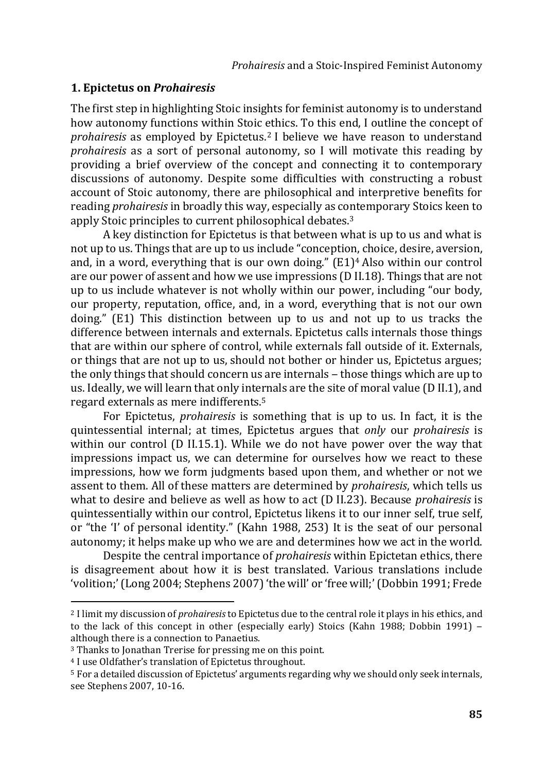## 1. Epictetus on *Prohairesis*

The first step in highlighting Stoic insights for feminist autonomy is to understand how autonomy functions within Stoic ethics. To this end, I outline the concept of *prohairesis* as employed by Epictetus.[2] I believe we have reason to understand *prohairesis* as a sort of personal autonomy, so I will motivate this reading by providing a brief overview of the concept and connecting it to contemporary discussions of autonomy. Despite some difficulties with constructing a robust account of Stoic autonomy, there are philosophical and interpretive benefits for reading *prohairesis* in broadly this way, especially as contemporary Stoics keen to apply Stoic principles to current philosophical debates.[3]

A key distinction for Epictetus is that between what is up to us and what is not up to us. Things that are up to us include "conception, choice, desire, aversion, and, in a word, everything that is our own doing." (E1)[4] Also within our control are our power of assent and how we use impressions (D II.18). Things that are not up to us include whatever is not wholly within our power, including "our body, our property, reputation, office, and, in a word, everything that is not our own doing." (E1) This distinction between up to us and not up to us tracks the difference between internals and externals. Epictetus calls internals those things that are within our sphere of control, while externals fall outside of it. Externals, or things that are not up to us, should not bother or hinder us, Epictetus argues; the only things that should concern us are internals – those things which are up to us. Ideally, we will learn that only internals are the site of moral value (D II.1), and regard externals as mere indifferents.[5]

For Epictetus, *prohairesis* is something that is up to us. In fact, it is the quintessential internal; at times, Epictetus argues that *only* our *prohairesis* is within our control (D II.15.1). While we do not have power over the way that impressions impact us, we can determine for ourselves how we react to these impressions, how we form judgments based upon them, and whether or not we assent to them. All of these matters are determined by *prohairesis*, which tells us what to desire and believe as well as how to act (D II.23). Because *prohairesis* is quintessentially within our control, Epictetus likens it to our inner self, true self, or "the 'I' of personal identity." (Kahn 1988, 253) It is the seat of our personal autonomy; it helps make up who we are and determines how we act in the world.

Despite the central importance of *prohairesis* within Epictetan ethics, there is disagreement about how it is best translated. Various translations include 'volition;' (Long 2004; Stephens 2007) 'the will' or 'free will;' (Dobbin 1991; Frede

---

[2] I limit my discussion of *prohairesis* to Epictetus due to the central role it plays in his ethics, and to the lack of this concept in other (especially early) Stoics (Kahn 1988; Dobbin 1991) – although there is a connection to Panaetius.

[3] Thanks to Jonathan Trerise for pressing me on this point.

[4] I use Oldfather's translation of Epictetus throughout.

[5] For a detailed discussion of Epictetus' arguments regarding why we should only seek internals, see Stephens 2007, 10-16.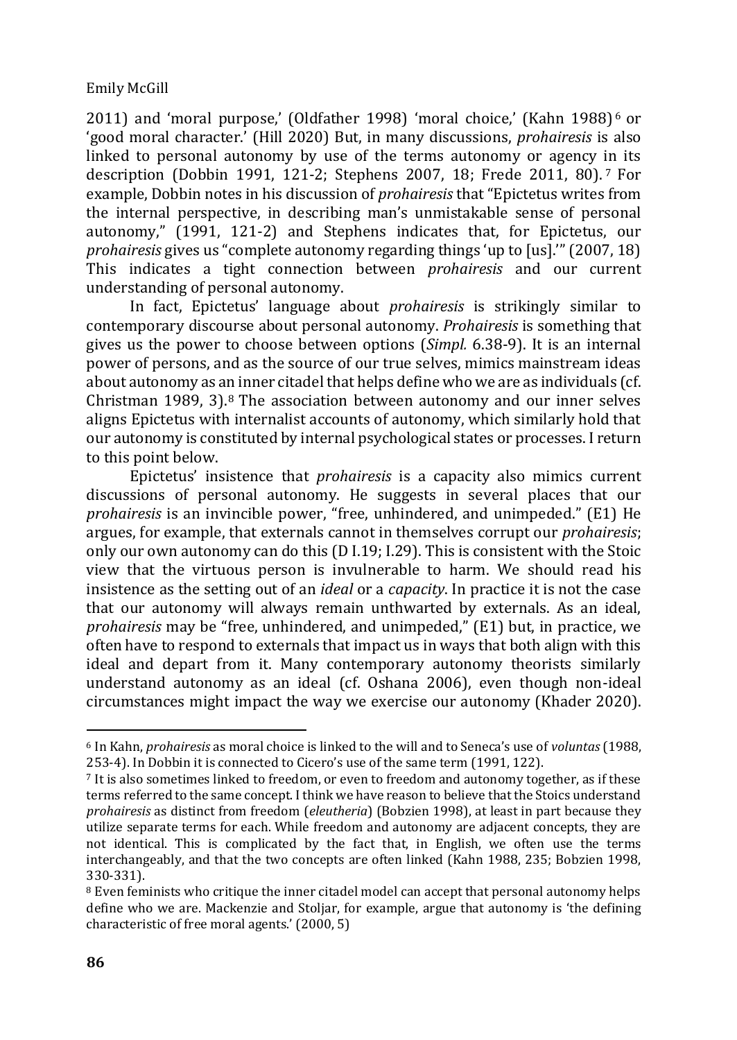2011) and 'moral purpose,' (Oldfather 1998) 'moral choice,' (Kahn 1988)[6] or 'good moral character.' (Hill 2020) But, in many discussions, *prohairesis* is also linked to personal autonomy by use of the terms autonomy or agency in its description (Dobbin 1991, 121-2; Stephens 2007, 18; Frede 2011, 80).[7] For example, Dobbin notes in his discussion of *prohairesis* that "Epictetus writes from the internal perspective, in describing man's unmistakable sense of personal autonomy," (1991, 121-2) and Stephens indicates that, for Epictetus, our *prohairesis* gives us "complete autonomy regarding things 'up to [us].'" (2007, 18) This indicates a tight connection between *prohairesis* and our current understanding of personal autonomy.

In fact, Epictetus' language about *prohairesis* is strikingly similar to contemporary discourse about personal autonomy. *Prohairesis* is something that gives us the power to choose between options (*Simpl.* 6.38-9). It is an internal power of persons, and as the source of our true selves, mimics mainstream ideas about autonomy as an inner citadel that helps define who we are as individuals (cf. Christman 1989, 3).[8] The association between autonomy and our inner selves aligns Epictetus with internalist accounts of autonomy, which similarly hold that our autonomy is constituted by internal psychological states or processes. I return to this point below.

Epictetus' insistence that *prohairesis* is a capacity also mimics current discussions of personal autonomy. He suggests in several places that our *prohairesis* is an invincible power, "free, unhindered, and unimpeded." (E1) He argues, for example, that externals cannot in themselves corrupt our *prohairesis*; only our own autonomy can do this (D I.19; I.29). This is consistent with the Stoic view that the virtuous person is invulnerable to harm. We should read his insistence as the setting out of an *ideal* or a *capacity*. In practice it is not the case that our autonomy will always remain unthwarted by externals. As an ideal, *prohairesis* may be "free, unhindered, and unimpeded," (E1) but, in practice, we often have to respond to externals that impact us in ways that both align with this ideal and depart from it. Many contemporary autonomy theorists similarly understand autonomy as an ideal (cf. Oshana 2006), even though non-ideal circumstances might impact the way we exercise our autonomy (Khader 2020).

---

[6] In Kahn, *prohairesis* as moral choice is linked to the will and to Seneca's use of *voluntas* (1988, 253-4). In Dobbin it is connected to Cicero's use of the same term (1991, 122).

[7] It is also sometimes linked to freedom, or even to freedom and autonomy together, as if these terms referred to the same concept. I think we have reason to believe that the Stoics understand *prohairesis* as distinct from freedom (*eleutheria*) (Bobzien 1998), at least in part because they utilize separate terms for each. While freedom and autonomy are adjacent concepts, they are not identical. This is complicated by the fact that, in English, we often use the terms interchangeably, and that the two concepts are often linked (Kahn 1988, 235; Bobzien 1998, 330-331).

[8] Even feminists who critique the inner citadel model can accept that personal autonomy helps define who we are. Mackenzie and Stoljar, for example, argue that autonomy is 'the defining characteristic of free moral agents.' (2000, 5)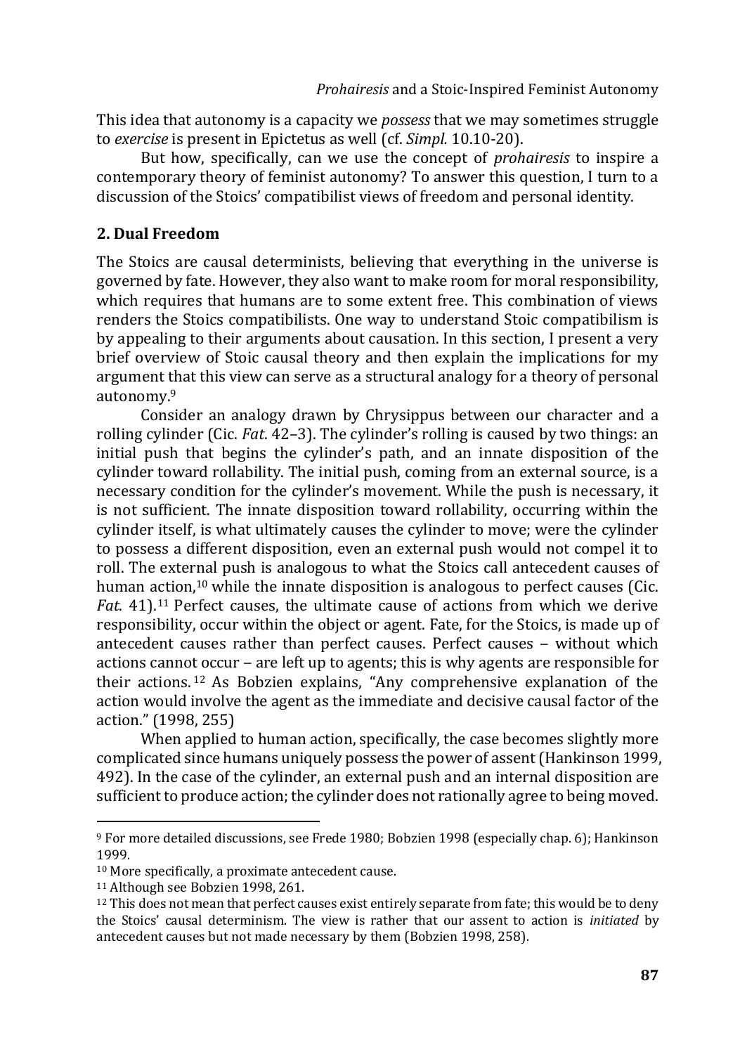This idea that autonomy is a capacity we *possess* that we may sometimes struggle to *exercise* is present in Epictetus as well (cf. *Simpl.* 10.10-20).

But how, specifically, can we use the concept of *prohairesis* to inspire a contemporary theory of feminist autonomy? To answer this question, I turn to a discussion of the Stoics' compatibilist views of freedom and personal identity.

## 2. Dual Freedom

The Stoics are causal determinists, believing that everything in the universe is governed by fate. However, they also want to make room for moral responsibility, which requires that humans are to some extent free. This combination of views renders the Stoics compatibilists. One way to understand Stoic compatibilism is by appealing to their arguments about causation. In this section, I present a very brief overview of Stoic causal theory and then explain the implications for my argument that this view can serve as a structural analogy for a theory of personal autonomy.[9]

Consider an analogy drawn by Chrysippus between our character and a rolling cylinder (Cic. *Fat.* 42–3). The cylinder's rolling is caused by two things: an initial push that begins the cylinder's path, and an innate disposition of the cylinder toward rollability. The initial push, coming from an external source, is a necessary condition for the cylinder's movement. While the push is necessary, it is not sufficient. The innate disposition toward rollability, occurring within the cylinder itself, is what ultimately causes the cylinder to move; were the cylinder to possess a different disposition, even an external push would not compel it to roll. The external push is analogous to what the Stoics call antecedent causes of human action,[10] while the innate disposition is analogous to perfect causes (Cic. *Fat.* 41).[11] Perfect causes, the ultimate cause of actions from which we derive responsibility, occur within the object or agent. Fate, for the Stoics, is made up of antecedent causes rather than perfect causes. Perfect causes – without which actions cannot occur – are left up to agents; this is why agents are responsible for their actions.[12] As Bobzien explains, "Any comprehensive explanation of the action would involve the agent as the immediate and decisive causal factor of the action." (1998, 255)

When applied to human action, specifically, the case becomes slightly more complicated since humans uniquely possess the power of assent (Hankinson 1999, 492). In the case of the cylinder, an external push and an internal disposition are sufficient to produce action; the cylinder does not rationally agree to being moved.

---

[9] For more detailed discussions, see Frede 1980; Bobzien 1998 (especially chap. 6); Hankinson 1999.

[10] More specifically, a proximate antecedent cause.

[11] Although see Bobzien 1998, 261.

[12] This does not mean that perfect causes exist entirely separate from fate; this would be to deny the Stoics' causal determinism. The view is rather that our assent to action is *initiated* by antecedent causes but not made necessary by them (Bobzien 1998, 258).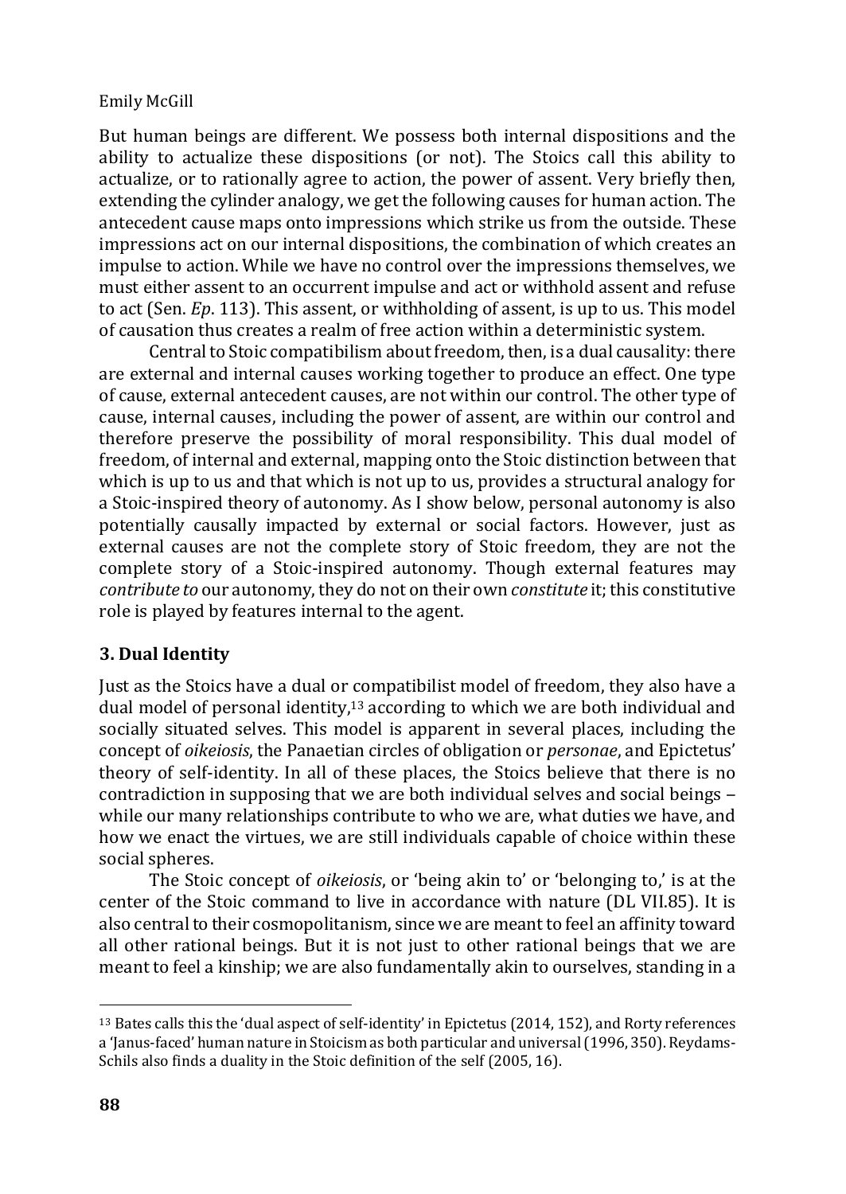But human beings are different. We possess both internal dispositions and the ability to actualize these dispositions (or not). The Stoics call this ability to actualize, or to rationally agree to action, the power of assent. Very briefly then, extending the cylinder analogy, we get the following causes for human action. The antecedent cause maps onto impressions which strike us from the outside. These impressions act on our internal dispositions, the combination of which creates an impulse to action. While we have no control over the impressions themselves, we must either assent to an occurrent impulse and act or withhold assent and refuse to act (Sen. *Ep*. 113). This assent, or withholding of assent, is up to us. This model of causation thus creates a realm of free action within a deterministic system.

Central to Stoic compatibilism about freedom, then, is a dual causality: there are external and internal causes working together to produce an effect. One type of cause, external antecedent causes, are not within our control. The other type of cause, internal causes, including the power of assent, are within our control and therefore preserve the possibility of moral responsibility. This dual model of freedom, of internal and external, mapping onto the Stoic distinction between that which is up to us and that which is not up to us, provides a structural analogy for a Stoic-inspired theory of autonomy. As I show below, personal autonomy is also potentially causally impacted by external or social factors. However, just as external causes are not the complete story of Stoic freedom, they are not the complete story of a Stoic-inspired autonomy. Though external features may *contribute to* our autonomy, they do not on their own *constitute* it; this constitutive role is played by features internal to the agent.

## 3. Dual Identity

Just as the Stoics have a dual or compatibilist model of freedom, they also have a dual model of personal identity,[13] according to which we are both individual and socially situated selves. This model is apparent in several places, including the concept of *oikeiosis*, the Panaetian circles of obligation or *personae*, and Epictetus' theory of self-identity. In all of these places, the Stoics believe that there is no contradiction in supposing that we are both individual selves and social beings – while our many relationships contribute to who we are, what duties we have, and how we enact the virtues, we are still individuals capable of choice within these social spheres.

The Stoic concept of *oikeiosis*, or 'being akin to' or 'belonging to,' is at the center of the Stoic command to live in accordance with nature (DL VII.85). It is also central to their cosmopolitanism, since we are meant to feel an affinity toward all other rational beings. But it is not just to other rational beings that we are meant to feel a kinship; we are also fundamentally akin to ourselves, standing in a

---

[13] Bates calls this the 'dual aspect of self-identity' in Epictetus (2014, 152), and Rorty references a 'Janus-faced' human nature in Stoicism as both particular and universal (1996, 350). Reydams-Schils also finds a duality in the Stoic definition of the self (2005, 16).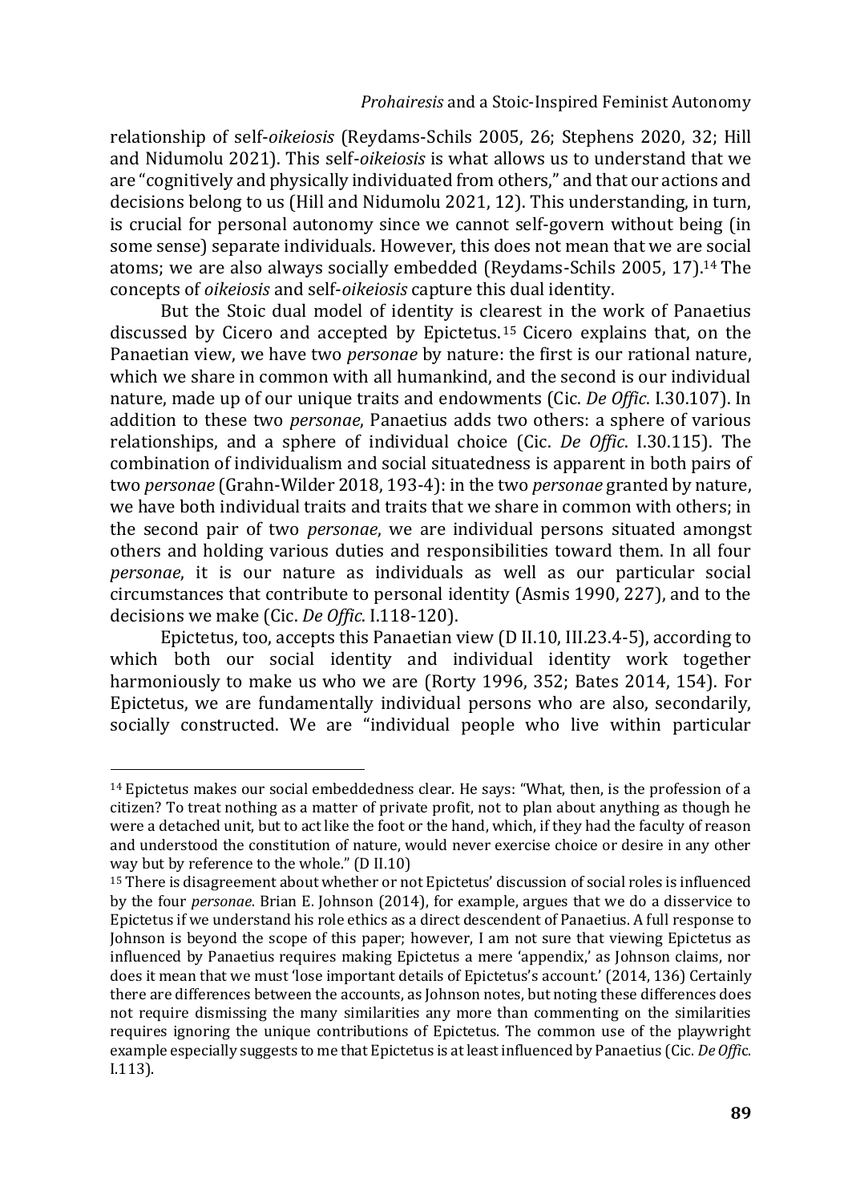relationship of self-*oikeiosis* (Reydams-Schils 2005, 26; Stephens 2020, 32; Hill and Nidumolu 2021). This self-*oikeiosis* is what allows us to understand that we are "cognitively and physically individuated from others," and that our actions and decisions belong to us (Hill and Nidumolu 2021, 12). This understanding, in turn, is crucial for personal autonomy since we cannot self-govern without being (in some sense) separate individuals. However, this does not mean that we are social atoms; we are also always socially embedded (Reydams-Schils 2005, 17).[14] The concepts of *oikeiosis* and self-*oikeiosis* capture this dual identity.

But the Stoic dual model of identity is clearest in the work of Panaetius discussed by Cicero and accepted by Epictetus.[15] Cicero explains that, on the Panaetian view, we have two *personae* by nature: the first is our rational nature, which we share in common with all humankind, and the second is our individual nature, made up of our unique traits and endowments (Cic. *De Offic*. I.30.107). In addition to these two *personae*, Panaetius adds two others: a sphere of various relationships, and a sphere of individual choice (Cic. *De Offic*. I.30.115). The combination of individualism and social situatedness is apparent in both pairs of two *personae* (Grahn-Wilder 2018, 193-4): in the two *personae* granted by nature, we have both individual traits and traits that we share in common with others; in the second pair of two *personae*, we are individual persons situated amongst others and holding various duties and responsibilities toward them. In all four *personae*, it is our nature as individuals as well as our particular social circumstances that contribute to personal identity (Asmis 1990, 227), and to the decisions we make (Cic. *De Offic*. I.118-120).

Epictetus, too, accepts this Panaetian view (D II.10, III.23.4-5), according to which both our social identity and individual identity work together harmoniously to make us who we are (Rorty 1996, 352; Bates 2014, 154). For Epictetus, we are fundamentally individual persons who are also, secondarily, socially constructed. We are "individual people who live within particular

---

[14] Epictetus makes our social embeddedness clear. He says: "What, then, is the profession of a citizen? To treat nothing as a matter of private profit, not to plan about anything as though he were a detached unit, but to act like the foot or the hand, which, if they had the faculty of reason and understood the constitution of nature, would never exercise choice or desire in any other way but by reference to the whole." (D II.10)

[15] There is disagreement about whether or not Epictetus' discussion of social roles is influenced by the four *personae*. Brian E. Johnson (2014), for example, argues that we do a disservice to Epictetus if we understand his role ethics as a direct descendent of Panaetius. A full response to Johnson is beyond the scope of this paper; however, I am not sure that viewing Epictetus as influenced by Panaetius requires making Epictetus a mere 'appendix,' as Johnson claims, nor does it mean that we must 'lose important details of Epictetus's account.' (2014, 136) Certainly there are differences between the accounts, as Johnson notes, but noting these differences does not require dismissing the many similarities any more than commenting on the similarities requires ignoring the unique contributions of Epictetus. The common use of the playwright example especially suggests to me that Epictetus is at least influenced by Panaetius (Cic. *De Offic*. I.113).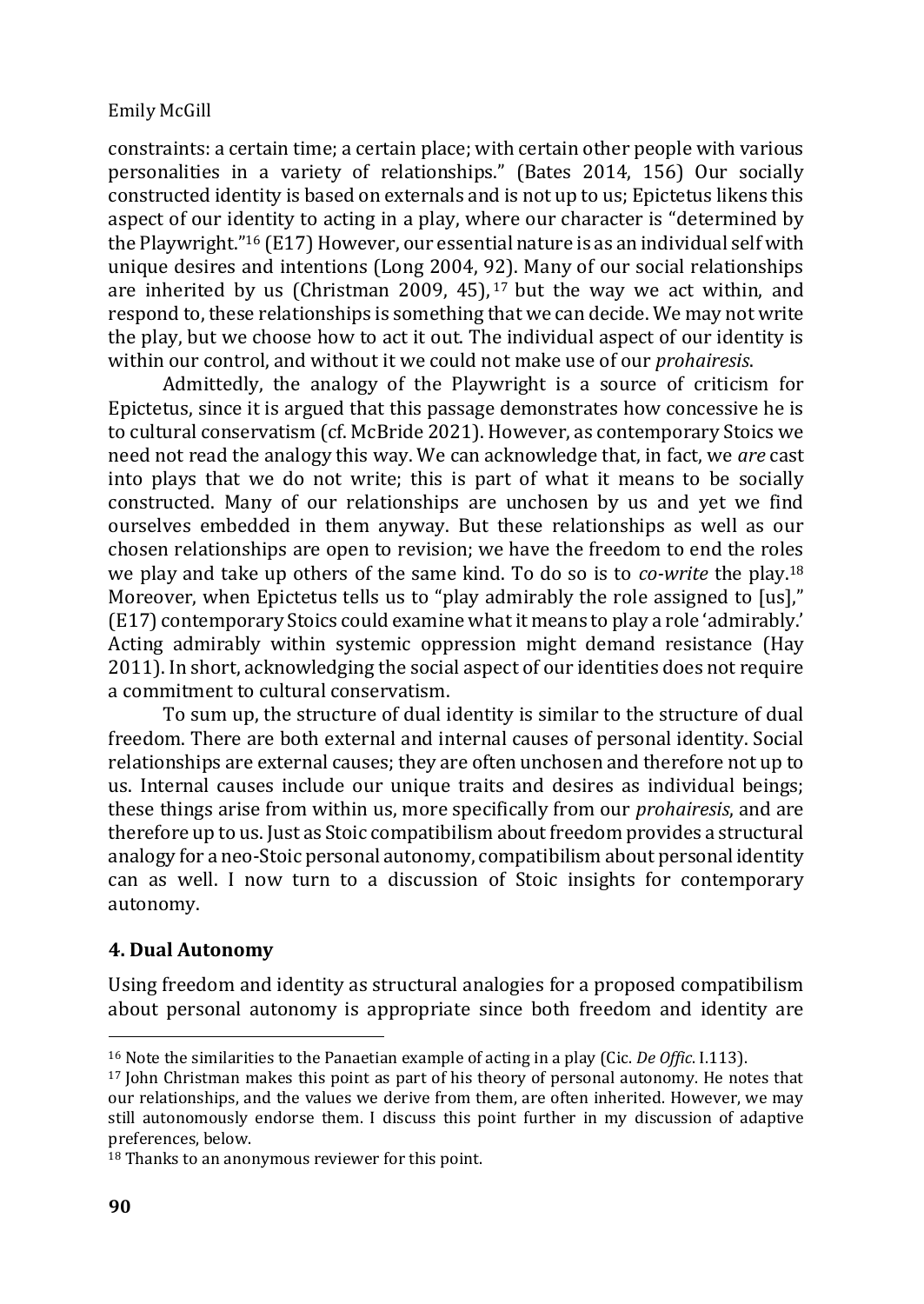constraints: a certain time; a certain place; with certain other people with various personalities in a variety of relationships." (Bates 2014, 156) Our socially constructed identity is based on externals and is not up to us; Epictetus likens this aspect of our identity to acting in a play, where our character is "determined by the Playwright."[16] (E17) However, our essential nature is as an individual self with unique desires and intentions (Long 2004, 92). Many of our social relationships are inherited by us (Christman 2009, 45),[17] but the way we act within, and respond to, these relationships is something that we can decide. We may not write the play, but we choose how to act it out. The individual aspect of our identity is within our control, and without it we could not make use of our *prohairesis*.

Admittedly, the analogy of the Playwright is a source of criticism for Epictetus, since it is argued that this passage demonstrates how concessive he is to cultural conservatism (cf. McBride 2021). However, as contemporary Stoics we need not read the analogy this way. We can acknowledge that, in fact, we *are* cast into plays that we do not write; this is part of what it means to be socially constructed. Many of our relationships are unchosen by us and yet we find ourselves embedded in them anyway. But these relationships as well as our chosen relationships are open to revision; we have the freedom to end the roles we play and take up others of the same kind. To do so is to *co-write* the play.[18] Moreover, when Epictetus tells us to "play admirably the role assigned to [us]," (E17) contemporary Stoics could examine what it means to play a role 'admirably.' Acting admirably within systemic oppression might demand resistance (Hay 2011). In short, acknowledging the social aspect of our identities does not require a commitment to cultural conservatism.

To sum up, the structure of dual identity is similar to the structure of dual freedom. There are both external and internal causes of personal identity. Social relationships are external causes; they are often unchosen and therefore not up to us. Internal causes include our unique traits and desires as individual beings; these things arise from within us, more specifically from our *prohairesis*, and are therefore up to us. Just as Stoic compatibilism about freedom provides a structural analogy for a neo-Stoic personal autonomy, compatibilism about personal identity can as well. I now turn to a discussion of Stoic insights for contemporary autonomy.

## 4. Dual Autonomy

Using freedom and identity as structural analogies for a proposed compatibilism about personal autonomy is appropriate since both freedom and identity are

---

[16] Note the similarities to the Panaetian example of acting in a play (Cic. *De Offic.* I.113).

[17] John Christman makes this point as part of his theory of personal autonomy. He notes that our relationships, and the values we derive from them, are often inherited. However, we may still autonomously endorse them. I discuss this point further in my discussion of adaptive preferences, below.

[18] Thanks to an anonymous reviewer for this point.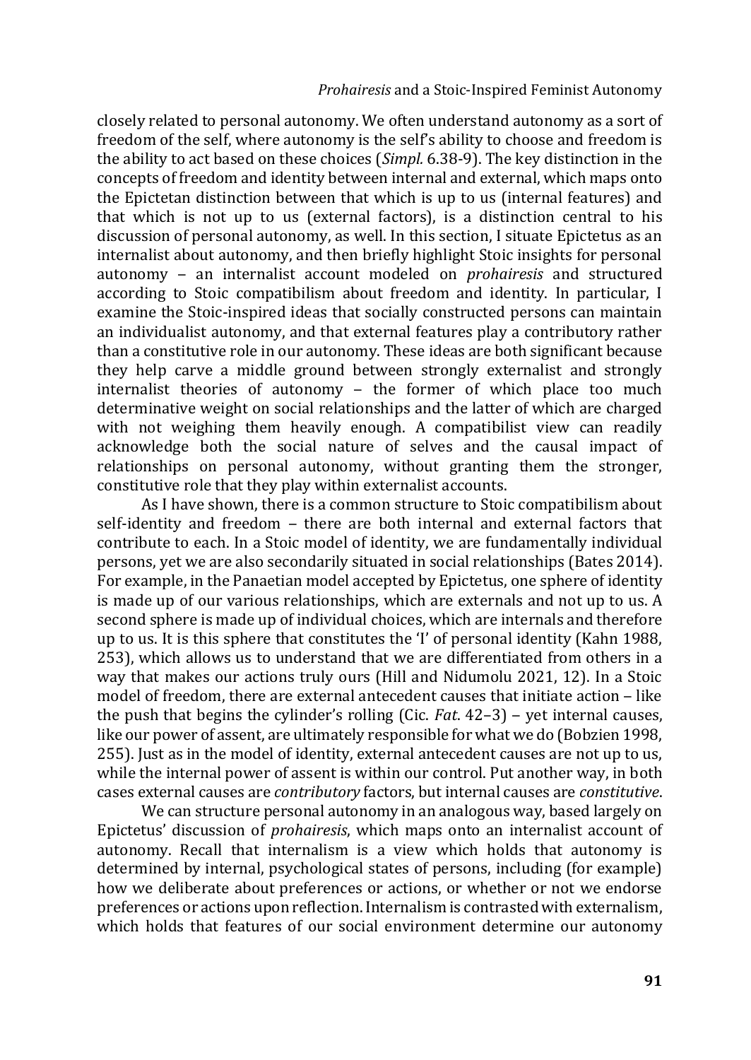closely related to personal autonomy. We often understand autonomy as a sort of freedom of the self, where autonomy is the self's ability to choose and freedom is the ability to act based on these choices (*Simpl.* 6.38-9). The key distinction in the concepts of freedom and identity between internal and external, which maps onto the Epictetan distinction between that which is up to us (internal features) and that which is not up to us (external factors), is a distinction central to his discussion of personal autonomy, as well. In this section, I situate Epictetus as an internalist about autonomy, and then briefly highlight Stoic insights for personal autonomy – an internalist account modeled on *prohairesis* and structured according to Stoic compatibilism about freedom and identity. In particular, I examine the Stoic-inspired ideas that socially constructed persons can maintain an individualist autonomy, and that external features play a contributory rather than a constitutive role in our autonomy. These ideas are both significant because they help carve a middle ground between strongly externalist and strongly internalist theories of autonomy – the former of which place too much determinative weight on social relationships and the latter of which are charged with not weighing them heavily enough. A compatibilist view can readily acknowledge both the social nature of selves and the causal impact of relationships on personal autonomy, without granting them the stronger, constitutive role that they play within externalist accounts.

As I have shown, there is a common structure to Stoic compatibilism about self-identity and freedom – there are both internal and external factors that contribute to each. In a Stoic model of identity, we are fundamentally individual persons, yet we are also secondarily situated in social relationships (Bates 2014). For example, in the Panaetian model accepted by Epictetus, one sphere of identity is made up of our various relationships, which are externals and not up to us. A second sphere is made up of individual choices, which are internals and therefore up to us. It is this sphere that constitutes the 'I' of personal identity (Kahn 1988, 253), which allows us to understand that we are differentiated from others in a way that makes our actions truly ours (Hill and Nidumolu 2021, 12). In a Stoic model of freedom, there are external antecedent causes that initiate action – like the push that begins the cylinder's rolling (Cic. *Fat*. 42–3) – yet internal causes, like our power of assent, are ultimately responsible for what we do (Bobzien 1998, 255). Just as in the model of identity, external antecedent causes are not up to us, while the internal power of assent is within our control. Put another way, in both cases external causes are *contributory* factors, but internal causes are *constitutive*.

We can structure personal autonomy in an analogous way, based largely on Epictetus' discussion of *prohairesis*, which maps onto an internalist account of autonomy. Recall that internalism is a view which holds that autonomy is determined by internal, psychological states of persons, including (for example) how we deliberate about preferences or actions, or whether or not we endorse preferences or actions upon reflection. Internalism is contrasted with externalism, which holds that features of our social environment determine our autonomy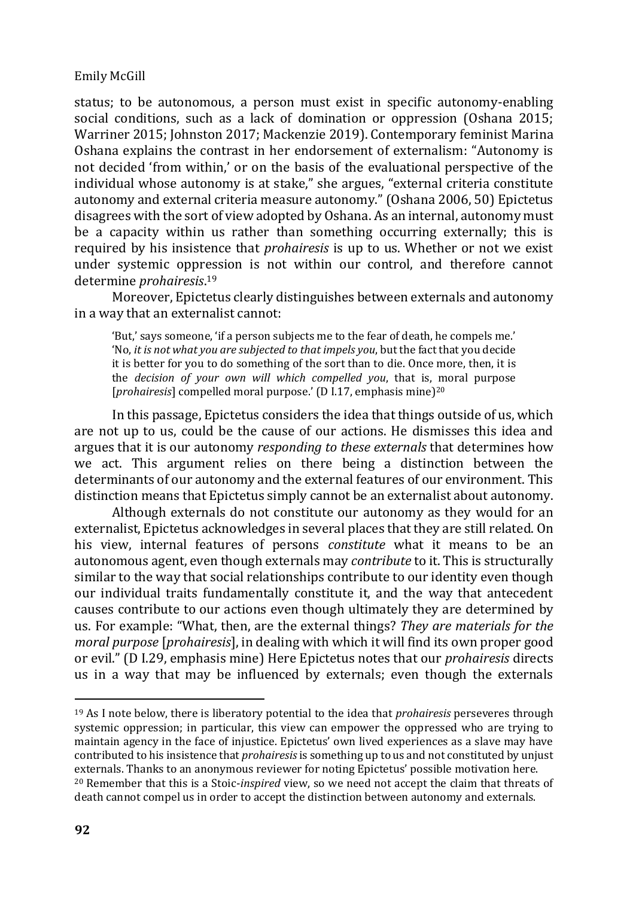status; to be autonomous, a person must exist in specific autonomy-enabling social conditions, such as a lack of domination or oppression (Oshana 2015; Warriner 2015; Johnston 2017; Mackenzie 2019). Contemporary feminist Marina Oshana explains the contrast in her endorsement of externalism: "Autonomy is not decided 'from within,' or on the basis of the evaluational perspective of the individual whose autonomy is at stake," she argues, "external criteria constitute autonomy and external criteria measure autonomy." (Oshana 2006, 50) Epictetus disagrees with the sort of view adopted by Oshana. As an internal, autonomy must be a capacity within us rather than something occurring externally; this is required by his insistence that *prohairesis* is up to us. Whether or not we exist under systemic oppression is not within our control, and therefore cannot determine *prohairesis*.[19]

Moreover, Epictetus clearly distinguishes between externals and autonomy in a way that an externalist cannot:

> 'But,' says someone, 'if a person subjects me to the fear of death, he compels me.' 'No, *it is not what you are subjected to that impels you*, but the fact that you decide it is better for you to do something of the sort than to die. Once more, then, it is the *decision of your own will which compelled you*, that is, moral purpose [*prohairesis*] compelled moral purpose.' (D I.17, emphasis mine)[20]

In this passage, Epictetus considers the idea that things outside of us, which are not up to us, could be the cause of our actions. He dismisses this idea and argues that it is our autonomy *responding to these externals* that determines how we act. This argument relies on there being a distinction between the determinants of our autonomy and the external features of our environment. This distinction means that Epictetus simply cannot be an externalist about autonomy.

Although externals do not constitute our autonomy as they would for an externalist, Epictetus acknowledges in several places that they are still related. On his view, internal features of persons *constitute* what it means to be an autonomous agent, even though externals may *contribute* to it. This is structurally similar to the way that social relationships contribute to our identity even though our individual traits fundamentally constitute it, and the way that antecedent causes contribute to our actions even though ultimately they are determined by us. For example: "What, then, are the external things? *They are materials for the moral purpose* [*prohairesis*], in dealing with which it will find its own proper good or evil." (D I.29, emphasis mine) Here Epictetus notes that our *prohairesis* directs us in a way that may be influenced by externals; even though the externals

---

[19] As I note below, there is liberatory potential to the idea that *prohairesis* perseveres through systemic oppression; in particular, this view can empower the oppressed who are trying to maintain agency in the face of injustice. Epictetus' own lived experiences as a slave may have contributed to his insistence that *prohairesis* is something up to us and not constituted by unjust externals. Thanks to an anonymous reviewer for noting Epictetus' possible motivation here.

[20] Remember that this is a Stoic-*inspired* view, so we need not accept the claim that threats of death cannot compel us in order to accept the distinction between autonomy and externals.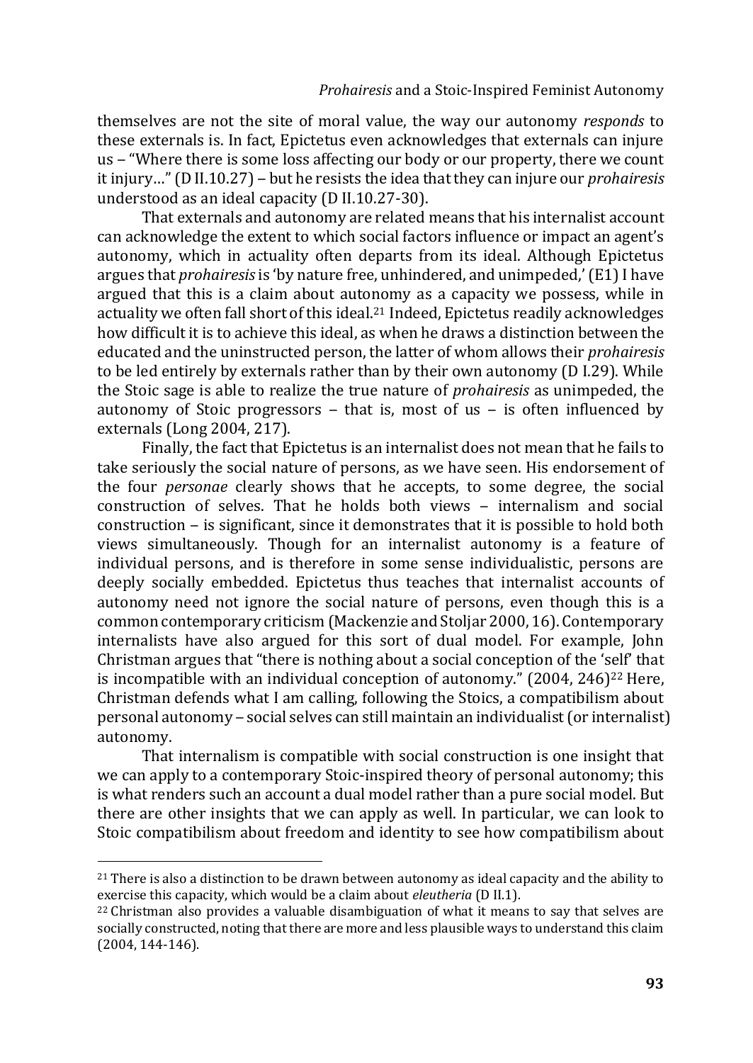themselves are not the site of moral value, the way our autonomy *responds* to these externals is. In fact, Epictetus even acknowledges that externals can injure us – "Where there is some loss affecting our body or our property, there we count it injury…" (D II.10.27) – but he resists the idea that they can injure our *prohairesis* understood as an ideal capacity (D II.10.27-30).

That externals and autonomy are related means that his internalist account can acknowledge the extent to which social factors influence or impact an agent's autonomy, which in actuality often departs from its ideal. Although Epictetus argues that *prohairesis* is 'by nature free, unhindered, and unimpeded,' (E1) I have argued that this is a claim about autonomy as a capacity we possess, while in actuality we often fall short of this ideal.[21] Indeed, Epictetus readily acknowledges how difficult it is to achieve this ideal, as when he draws a distinction between the educated and the uninstructed person, the latter of whom allows their *prohairesis* to be led entirely by externals rather than by their own autonomy (D I.29). While the Stoic sage is able to realize the true nature of *prohairesis* as unimpeded, the autonomy of Stoic progressors – that is, most of us – is often influenced by externals (Long 2004, 217).

Finally, the fact that Epictetus is an internalist does not mean that he fails to take seriously the social nature of persons, as we have seen. His endorsement of the four *personae* clearly shows that he accepts, to some degree, the social construction of selves. That he holds both views – internalism and social construction – is significant, since it demonstrates that it is possible to hold both views simultaneously. Though for an internalist autonomy is a feature of individual persons, and is therefore in some sense individualistic, persons are deeply socially embedded. Epictetus thus teaches that internalist accounts of autonomy need not ignore the social nature of persons, even though this is a common contemporary criticism (Mackenzie and Stoljar 2000, 16). Contemporary internalists have also argued for this sort of dual model. For example, John Christman argues that "there is nothing about a social conception of the 'self' that is incompatible with an individual conception of autonomy." (2004, 246)[22] Here, Christman defends what I am calling, following the Stoics, a compatibilism about personal autonomy – social selves can still maintain an individualist (or internalist) autonomy.

That internalism is compatible with social construction is one insight that we can apply to a contemporary Stoic-inspired theory of personal autonomy; this is what renders such an account a dual model rather than a pure social model. But there are other insights that we can apply as well. In particular, we can look to Stoic compatibilism about freedom and identity to see how compatibilism about

---

[21] There is also a distinction to be drawn between autonomy as ideal capacity and the ability to exercise this capacity, which would be a claim about *eleutheria* (D II.1).

[22] Christman also provides a valuable disambiguation of what it means to say that selves are socially constructed, noting that there are more and less plausible ways to understand this claim (2004, 144-146).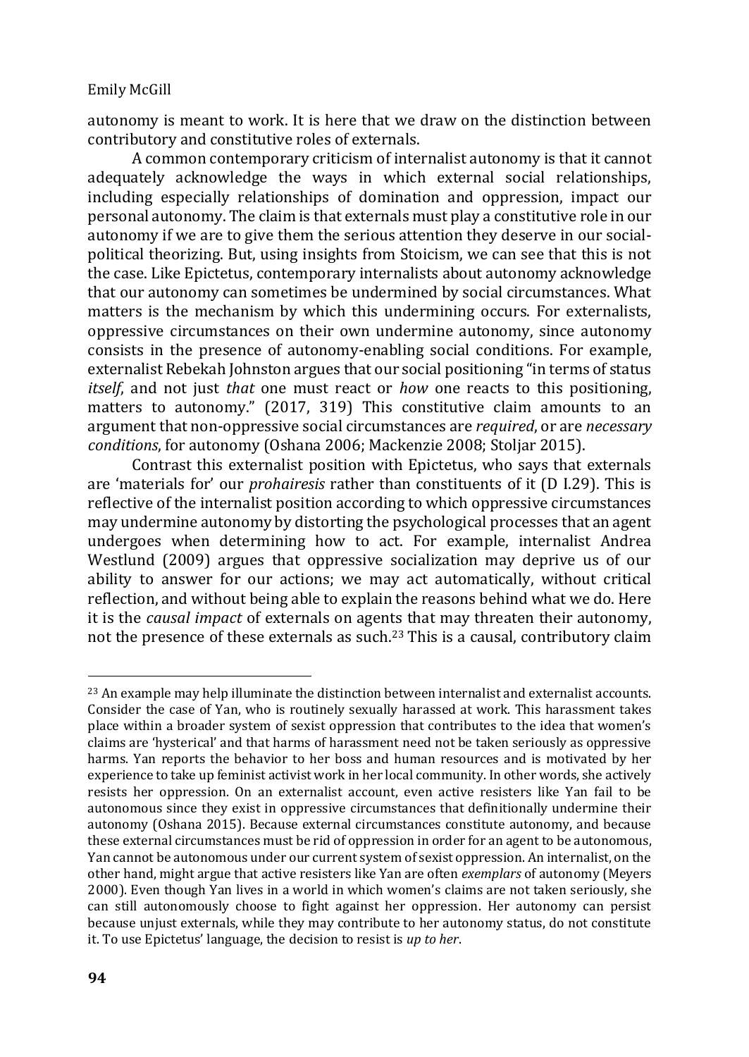autonomy is meant to work. It is here that we draw on the distinction between contributory and constitutive roles of externals.

A common contemporary criticism of internalist autonomy is that it cannot adequately acknowledge the ways in which external social relationships, including especially relationships of domination and oppression, impact our personal autonomy. The claim is that externals must play a constitutive role in our autonomy if we are to give them the serious attention they deserve in our social-political theorizing. But, using insights from Stoicism, we can see that this is not the case. Like Epictetus, contemporary internalists about autonomy acknowledge that our autonomy can sometimes be undermined by social circumstances. What matters is the mechanism by which this undermining occurs. For externalists, oppressive circumstances on their own undermine autonomy, since autonomy consists in the presence of autonomy-enabling social conditions. For example, externalist Rebekah Johnston argues that our social positioning "in terms of status *itself*, and not just *that* one must react or *how* one reacts to this positioning, matters to autonomy." (2017, 319) This constitutive claim amounts to an argument that non-oppressive social circumstances are *required*, or are *necessary conditions*, for autonomy (Oshana 2006; Mackenzie 2008; Stoljar 2015).

Contrast this externalist position with Epictetus, who says that externals are 'materials for' our *prohairesis* rather than constituents of it (D I.29). This is reflective of the internalist position according to which oppressive circumstances may undermine autonomy by distorting the psychological processes that an agent undergoes when determining how to act. For example, internalist Andrea Westlund (2009) argues that oppressive socialization may deprive us of our ability to answer for our actions; we may act automatically, without critical reflection, and without being able to explain the reasons behind what we do. Here it is the *causal impact* of externals on agents that may threaten their autonomy, not the presence of these externals as such.[23] This is a causal, contributory claim

---

[23] An example may help illuminate the distinction between internalist and externalist accounts. Consider the case of Yan, who is routinely sexually harassed at work. This harassment takes place within a broader system of sexist oppression that contributes to the idea that women's claims are 'hysterical' and that harms of harassment need not be taken seriously as oppressive harms. Yan reports the behavior to her boss and human resources and is motivated by her experience to take up feminist activist work in her local community. In other words, she actively resists her oppression. On an externalist account, even active resisters like Yan fail to be autonomous since they exist in oppressive circumstances that definitionally undermine their autonomy (Oshana 2015). Because external circumstances constitute autonomy, and because these external circumstances must be rid of oppression in order for an agent to be autonomous, Yan cannot be autonomous under our current system of sexist oppression. An internalist, on the other hand, might argue that active resisters like Yan are often *exemplars* of autonomy (Meyers 2000). Even though Yan lives in a world in which women's claims are not taken seriously, she can still autonomously choose to fight against her oppression. Her autonomy can persist because unjust externals, while they may contribute to her autonomy status, do not constitute it. To use Epictetus' language, the decision to resist is *up to her*.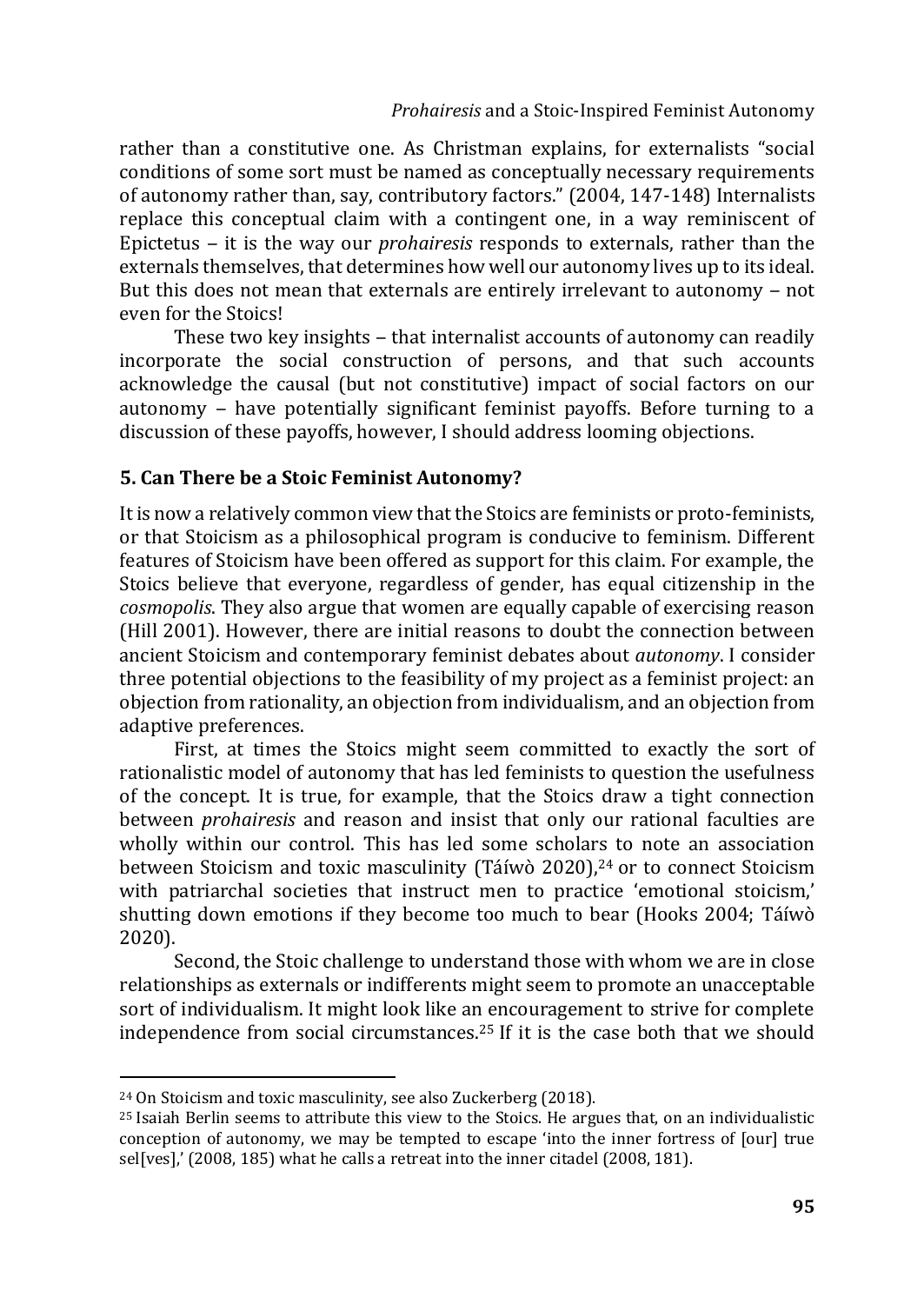rather than a constitutive one. As Christman explains, for externalists "social conditions of some sort must be named as conceptually necessary requirements of autonomy rather than, say, contributory factors." (2004, 147-148) Internalists replace this conceptual claim with a contingent one, in a way reminiscent of Epictetus – it is the way our *prohairesis* responds to externals, rather than the externals themselves, that determines how well our autonomy lives up to its ideal. But this does not mean that externals are entirely irrelevant to autonomy – not even for the Stoics!

These two key insights – that internalist accounts of autonomy can readily incorporate the social construction of persons, and that such accounts acknowledge the causal (but not constitutive) impact of social factors on our autonomy – have potentially significant feminist payoffs. Before turning to a discussion of these payoffs, however, I should address looming objections.

## 5. Can There be a Stoic Feminist Autonomy?

It is now a relatively common view that the Stoics are feminists or proto-feminists, or that Stoicism as a philosophical program is conducive to feminism. Different features of Stoicism have been offered as support for this claim. For example, the Stoics believe that everyone, regardless of gender, has equal citizenship in the *cosmopolis*. They also argue that women are equally capable of exercising reason (Hill 2001). However, there are initial reasons to doubt the connection between ancient Stoicism and contemporary feminist debates about *autonomy*. I consider three potential objections to the feasibility of my project as a feminist project: an objection from rationality, an objection from individualism, and an objection from adaptive preferences.

First, at times the Stoics might seem committed to exactly the sort of rationalistic model of autonomy that has led feminists to question the usefulness of the concept. It is true, for example, that the Stoics draw a tight connection between *prohairesis* and reason and insist that only our rational faculties are wholly within our control. This has led some scholars to note an association between Stoicism and toxic masculinity (Táíwò 2020),[24] or to connect Stoicism with patriarchal societies that instruct men to practice 'emotional stoicism,' shutting down emotions if they become too much to bear (Hooks 2004; Táíwò 2020).

Second, the Stoic challenge to understand those with whom we are in close relationships as externals or indifferents might seem to promote an unacceptable sort of individualism. It might look like an encouragement to strive for complete independence from social circumstances.[25] If it is the case both that we should

---

[24] On Stoicism and toxic masculinity, see also Zuckerberg (2018).

[25] Isaiah Berlin seems to attribute this view to the Stoics. He argues that, on an individualistic conception of autonomy, we may be tempted to escape 'into the inner fortress of [our] true sel[ves],' (2008, 185) what he calls a retreat into the inner citadel (2008, 181).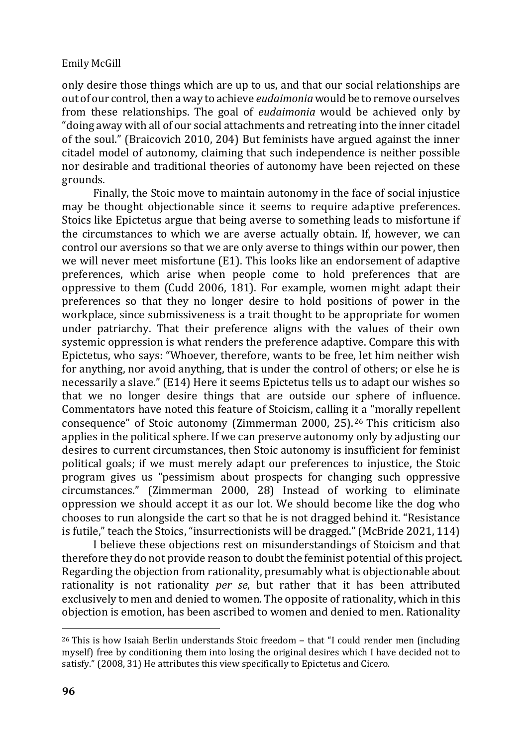only desire those things which are up to us, and that our social relationships are out of our control, then a way to achieve *eudaimonia* would be to remove ourselves from these relationships. The goal of *eudaimonia* would be achieved only by "doing away with all of our social attachments and retreating into the inner citadel of the soul." (Braicovich 2010, 204) But feminists have argued against the inner citadel model of autonomy, claiming that such independence is neither possible nor desirable and traditional theories of autonomy have been rejected on these grounds.

Finally, the Stoic move to maintain autonomy in the face of social injustice may be thought objectionable since it seems to require adaptive preferences. Stoics like Epictetus argue that being averse to something leads to misfortune if the circumstances to which we are averse actually obtain. If, however, we can control our aversions so that we are only averse to things within our power, then we will never meet misfortune (E1). This looks like an endorsement of adaptive preferences, which arise when people come to hold preferences that are oppressive to them (Cudd 2006, 181). For example, women might adapt their preferences so that they no longer desire to hold positions of power in the workplace, since submissiveness is a trait thought to be appropriate for women under patriarchy. That their preference aligns with the values of their own systemic oppression is what renders the preference adaptive. Compare this with Epictetus, who says: "Whoever, therefore, wants to be free, let him neither wish for anything, nor avoid anything, that is under the control of others; or else he is necessarily a slave." (E14) Here it seems Epictetus tells us to adapt our wishes so that we no longer desire things that are outside our sphere of influence. Commentators have noted this feature of Stoicism, calling it a "morally repellent consequence" of Stoic autonomy (Zimmerman 2000, 25).[26] This criticism also applies in the political sphere. If we can preserve autonomy only by adjusting our desires to current circumstances, then Stoic autonomy is insufficient for feminist political goals; if we must merely adapt our preferences to injustice, the Stoic program gives us "pessimism about prospects for changing such oppressive circumstances." (Zimmerman 2000, 28) Instead of working to eliminate oppression we should accept it as our lot. We should become like the dog who chooses to run alongside the cart so that he is not dragged behind it. "Resistance is futile," teach the Stoics, "insurrectionists will be dragged." (McBride 2021, 114)

I believe these objections rest on misunderstandings of Stoicism and that therefore they do not provide reason to doubt the feminist potential of this project. Regarding the objection from rationality, presumably what is objectionable about rationality is not rationality *per se*, but rather that it has been attributed exclusively to men and denied to women. The opposite of rationality, which in this objection is emotion, has been ascribed to women and denied to men. Rationality

[26] This is how Isaiah Berlin understands Stoic freedom – that "I could render men (including myself) free by conditioning them into losing the original desires which I have decided not to satisfy." (2008, 31) He attributes this view specifically to Epictetus and Cicero.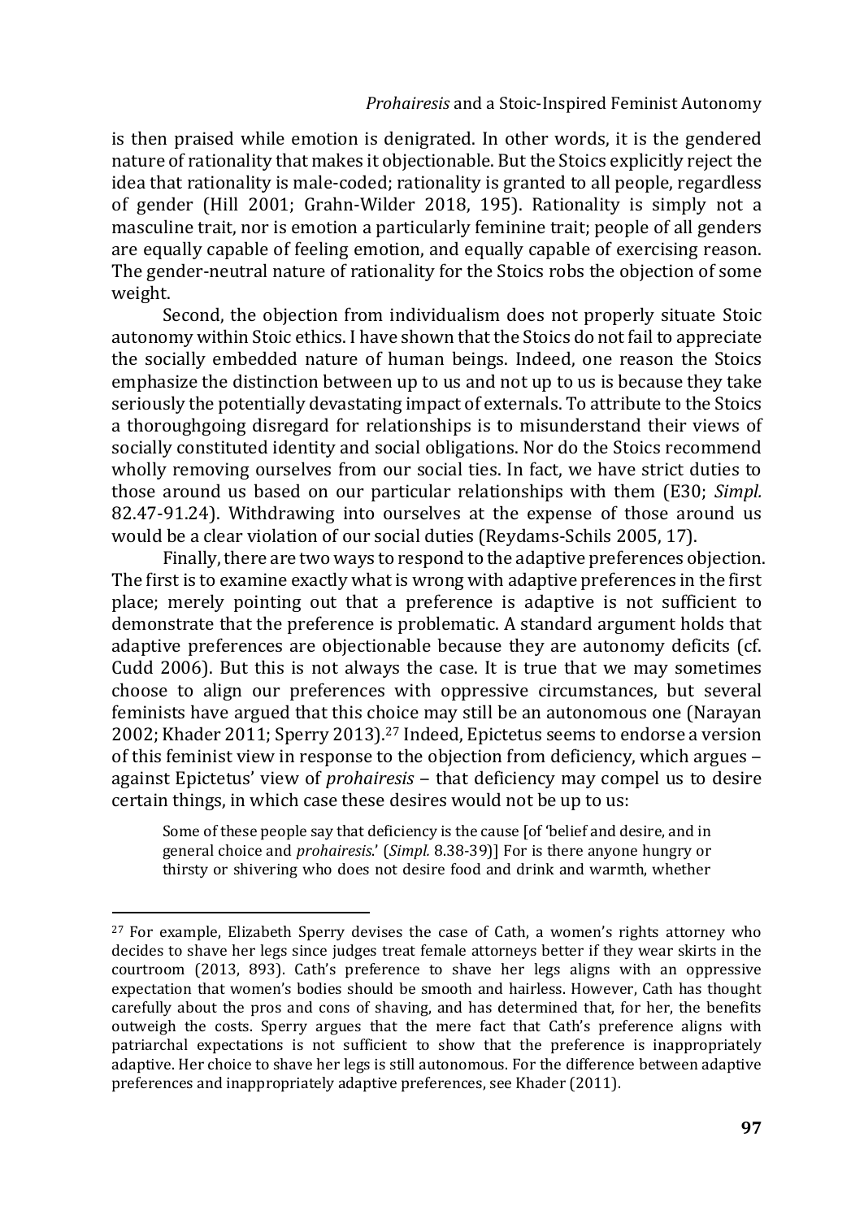is then praised while emotion is denigrated. In other words, it is the gendered nature of rationality that makes it objectionable. But the Stoics explicitly reject the idea that rationality is male-coded; rationality is granted to all people, regardless of gender (Hill 2001; Grahn-Wilder 2018, 195). Rationality is simply not a masculine trait, nor is emotion a particularly feminine trait; people of all genders are equally capable of feeling emotion, and equally capable of exercising reason. The gender-neutral nature of rationality for the Stoics robs the objection of some weight.

Second, the objection from individualism does not properly situate Stoic autonomy within Stoic ethics. I have shown that the Stoics do not fail to appreciate the socially embedded nature of human beings. Indeed, one reason the Stoics emphasize the distinction between up to us and not up to us is because they take seriously the potentially devastating impact of externals. To attribute to the Stoics a thoroughgoing disregard for relationships is to misunderstand their views of socially constituted identity and social obligations. Nor do the Stoics recommend wholly removing ourselves from our social ties. In fact, we have strict duties to those around us based on our particular relationships with them (E30; *Simpl.* 82.47-91.24). Withdrawing into ourselves at the expense of those around us would be a clear violation of our social duties (Reydams-Schils 2005, 17).

Finally, there are two ways to respond to the adaptive preferences objection. The first is to examine exactly what is wrong with adaptive preferences in the first place; merely pointing out that a preference is adaptive is not sufficient to demonstrate that the preference is problematic. A standard argument holds that adaptive preferences are objectionable because they are autonomy deficits (cf. Cudd 2006). But this is not always the case. It is true that we may sometimes choose to align our preferences with oppressive circumstances, but several feminists have argued that this choice may still be an autonomous one (Narayan 2002; Khader 2011; Sperry 2013).[27] Indeed, Epictetus seems to endorse a version of this feminist view in response to the objection from deficiency, which argues – against Epictetus' view of *prohairesis* – that deficiency may compel us to desire certain things, in which case these desires would not be up to us:

> Some of these people say that deficiency is the cause [of 'belief and desire, and in general choice and *prohairesis*.' (*Simpl.* 8.38-39)] For is there anyone hungry or thirsty or shivering who does not desire food and drink and warmth, whether

[27] For example, Elizabeth Sperry devises the case of Cath, a women's rights attorney who decides to shave her legs since judges treat female attorneys better if they wear skirts in the courtroom (2013, 893). Cath's preference to shave her legs aligns with an oppressive expectation that women's bodies should be smooth and hairless. However, Cath has thought carefully about the pros and cons of shaving, and has determined that, for her, the benefits outweigh the costs. Sperry argues that the mere fact that Cath's preference aligns with patriarchal expectations is not sufficient to show that the preference is inappropriately adaptive. Her choice to shave her legs is still autonomous. For the difference between adaptive preferences and inappropriately adaptive preferences, see Khader (2011).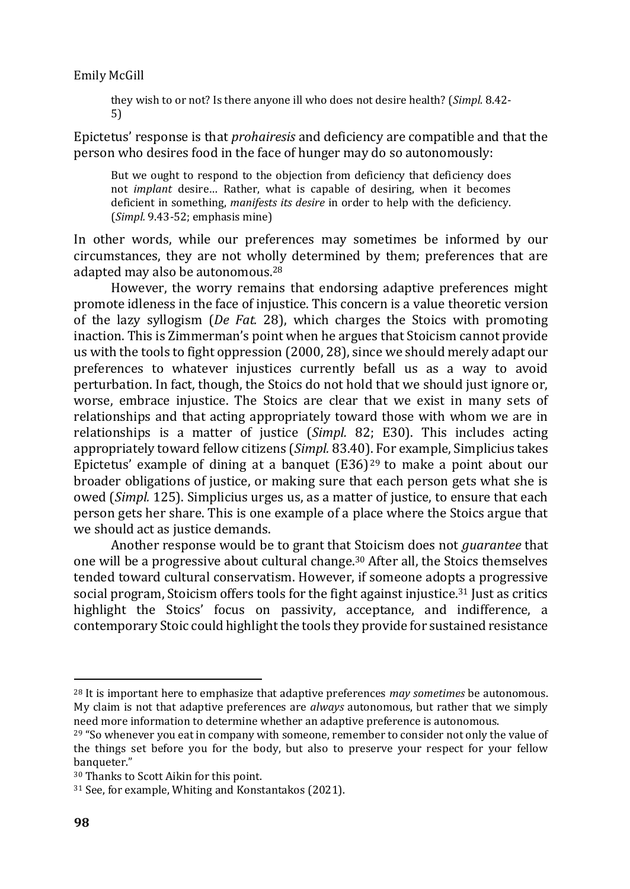> they wish to or not? Is there anyone ill who does not desire health? (*Simpl.* 8.42-5)

Epictetus' response is that *prohairesis* and deficiency are compatible and that the person who desires food in the face of hunger may do so autonomously:

> But we ought to respond to the objection from deficiency that deficiency does not *implant* desire… Rather, what is capable of desiring, when it becomes deficient in something, *manifests its desire* in order to help with the deficiency. (*Simpl.* 9.43-52; emphasis mine)

In other words, while our preferences may sometimes be informed by our circumstances, they are not wholly determined by them; preferences that are adapted may also be autonomous.[28]

However, the worry remains that endorsing adaptive preferences might promote idleness in the face of injustice. This concern is a value theoretic version of the lazy syllogism (*De Fat.* 28), which charges the Stoics with promoting inaction. This is Zimmerman's point when he argues that Stoicism cannot provide us with the tools to fight oppression (2000, 28), since we should merely adapt our preferences to whatever injustices currently befall us as a way to avoid perturbation. In fact, though, the Stoics do not hold that we should just ignore or, worse, embrace injustice. The Stoics are clear that we exist in many sets of relationships and that acting appropriately toward those with whom we are in relationships is a matter of justice (*Simpl.* 82; E30). This includes acting appropriately toward fellow citizens (*Simpl.* 83.40). For example, Simplicius takes Epictetus' example of dining at a banquet (E36)[29] to make a point about our broader obligations of justice, or making sure that each person gets what she is owed (*Simpl.* 125). Simplicius urges us, as a matter of justice, to ensure that each person gets her share. This is one example of a place where the Stoics argue that we should act as justice demands.

Another response would be to grant that Stoicism does not *guarantee* that one will be a progressive about cultural change.[30] After all, the Stoics themselves tended toward cultural conservatism. However, if someone adopts a progressive social program, Stoicism offers tools for the fight against injustice.[31] Just as critics highlight the Stoics' focus on passivity, acceptance, and indifference, a contemporary Stoic could highlight the tools they provide for sustained resistance

---

[28] It is important here to emphasize that adaptive preferences *may sometimes* be autonomous. My claim is not that adaptive preferences are *always* autonomous, but rather that we simply need more information to determine whether an adaptive preference is autonomous.

[29] "So whenever you eat in company with someone, remember to consider not only the value of the things set before you for the body, but also to preserve your respect for your fellow banqueter."

[30] Thanks to Scott Aikin for this point.

[31] See, for example, Whiting and Konstantakos (2021).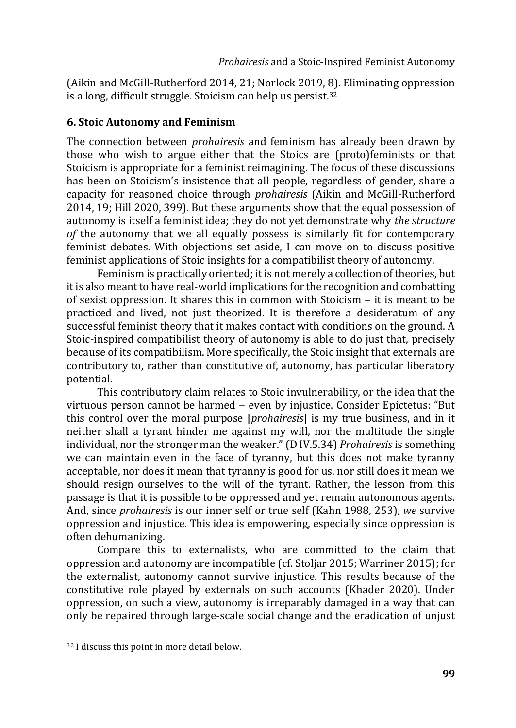(Aikin and McGill-Rutherford 2014, 21; Norlock 2019, 8). Eliminating oppression is a long, difficult struggle. Stoicism can help us persist.[32]

## 6. Stoic Autonomy and Feminism

The connection between *prohairesis* and feminism has already been drawn by those who wish to argue either that the Stoics are (proto)feminists or that Stoicism is appropriate for a feminist reimagining. The focus of these discussions has been on Stoicism's insistence that all people, regardless of gender, share a capacity for reasoned choice through *prohairesis* (Aikin and McGill-Rutherford 2014, 19; Hill 2020, 399). But these arguments show that the equal possession of autonomy is itself a feminist idea; they do not yet demonstrate why *the structure of* the autonomy that we all equally possess is similarly fit for contemporary feminist debates. With objections set aside, I can move on to discuss positive feminist applications of Stoic insights for a compatibilist theory of autonomy.

Feminism is practically oriented; it is not merely a collection of theories, but it is also meant to have real-world implications for the recognition and combatting of sexist oppression. It shares this in common with Stoicism – it is meant to be practiced and lived, not just theorized. It is therefore a desideratum of any successful feminist theory that it makes contact with conditions on the ground. A Stoic-inspired compatibilist theory of autonomy is able to do just that, precisely because of its compatibilism. More specifically, the Stoic insight that externals are contributory to, rather than constitutive of, autonomy, has particular liberatory potential.

This contributory claim relates to Stoic invulnerability, or the idea that the virtuous person cannot be harmed – even by injustice. Consider Epictetus: "But this control over the moral purpose [*prohairesis*] is my true business, and in it neither shall a tyrant hinder me against my will, nor the multitude the single individual, nor the stronger man the weaker." (D IV.5.34) *Prohairesis* is something we can maintain even in the face of tyranny, but this does not make tyranny acceptable, nor does it mean that tyranny is good for us, nor still does it mean we should resign ourselves to the will of the tyrant. Rather, the lesson from this passage is that it is possible to be oppressed and yet remain autonomous agents. And, since *prohairesis* is our inner self or true self (Kahn 1988, 253), *we* survive oppression and injustice. This idea is empowering, especially since oppression is often dehumanizing.

Compare this to externalists, who are committed to the claim that oppression and autonomy are incompatible (cf. Stoljar 2015; Warriner 2015); for the externalist, autonomy cannot survive injustice. This results because of the constitutive role played by externals on such accounts (Khader 2020). Under oppression, on such a view, autonomy is irreparably damaged in a way that can only be repaired through large-scale social change and the eradication of unjust

---

[32] I discuss this point in more detail below.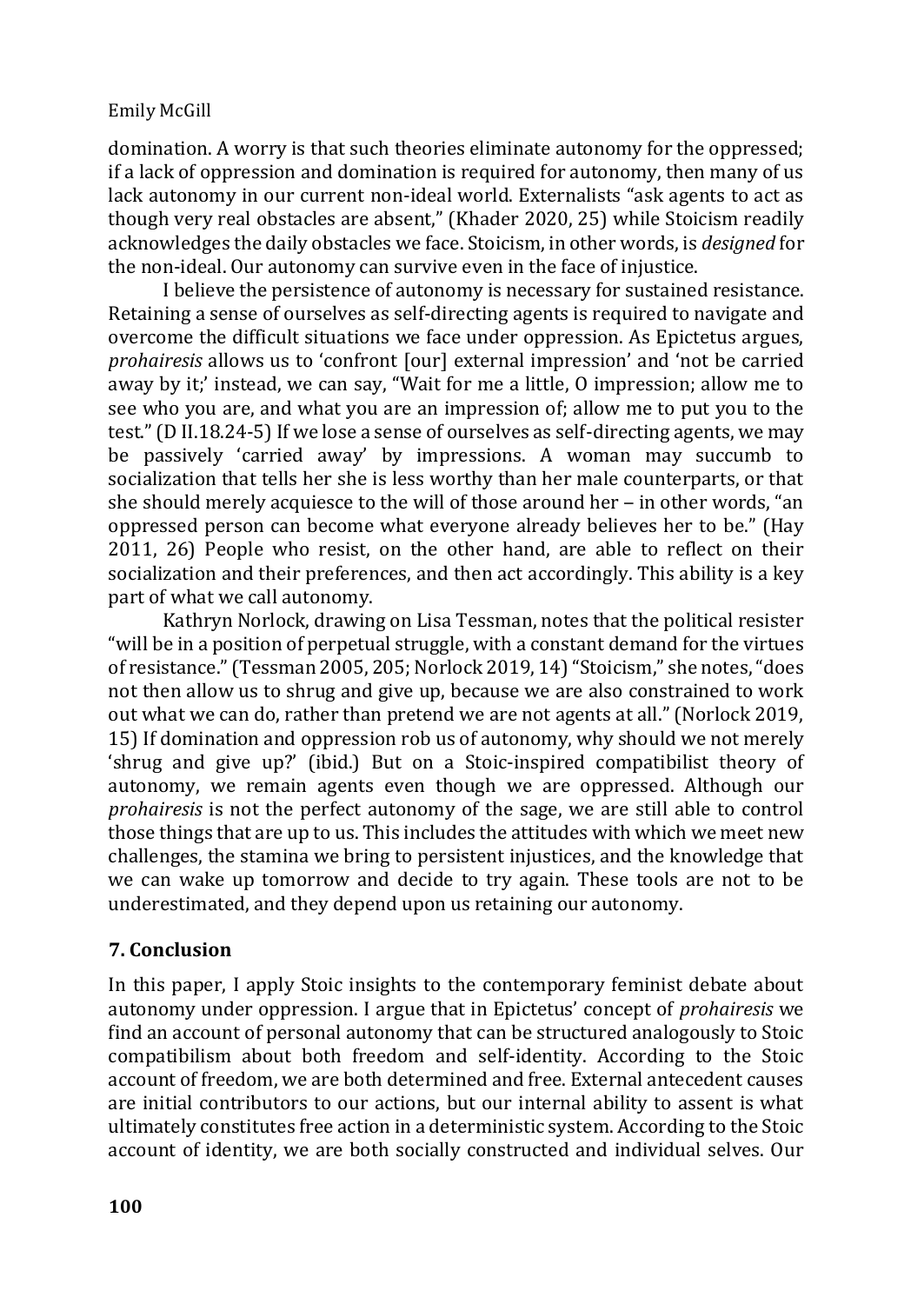domination. A worry is that such theories eliminate autonomy for the oppressed; if a lack of oppression and domination is required for autonomy, then many of us lack autonomy in our current non-ideal world. Externalists "ask agents to act as though very real obstacles are absent," (Khader 2020, 25) while Stoicism readily acknowledges the daily obstacles we face. Stoicism, in other words, is *designed* for the non-ideal. Our autonomy can survive even in the face of injustice.

I believe the persistence of autonomy is necessary for sustained resistance. Retaining a sense of ourselves as self-directing agents is required to navigate and overcome the difficult situations we face under oppression. As Epictetus argues, *prohairesis* allows us to 'confront [our] external impression' and 'not be carried away by it;' instead, we can say, "Wait for me a little, O impression; allow me to see who you are, and what you are an impression of; allow me to put you to the test." (D II.18.24-5) If we lose a sense of ourselves as self-directing agents, we may be passively 'carried away' by impressions. A woman may succumb to socialization that tells her she is less worthy than her male counterparts, or that she should merely acquiesce to the will of those around her – in other words, "an oppressed person can become what everyone already believes her to be." (Hay 2011, 26) People who resist, on the other hand, are able to reflect on their socialization and their preferences, and then act accordingly. This ability is a key part of what we call autonomy.

Kathryn Norlock, drawing on Lisa Tessman, notes that the political resister "will be in a position of perpetual struggle, with a constant demand for the virtues of resistance." (Tessman 2005, 205; Norlock 2019, 14) "Stoicism," she notes, "does not then allow us to shrug and give up, because we are also constrained to work out what we can do, rather than pretend we are not agents at all." (Norlock 2019, 15) If domination and oppression rob us of autonomy, why should we not merely 'shrug and give up?' (ibid.) But on a Stoic-inspired compatibilist theory of autonomy, we remain agents even though we are oppressed. Although our *prohairesis* is not the perfect autonomy of the sage, we are still able to control those things that are up to us. This includes the attitudes with which we meet new challenges, the stamina we bring to persistent injustices, and the knowledge that we can wake up tomorrow and decide to try again. These tools are not to be underestimated, and they depend upon us retaining our autonomy.

## 7. Conclusion

In this paper, I apply Stoic insights to the contemporary feminist debate about autonomy under oppression. I argue that in Epictetus' concept of *prohairesis* we find an account of personal autonomy that can be structured analogously to Stoic compatibilism about both freedom and self-identity. According to the Stoic account of freedom, we are both determined and free. External antecedent causes are initial contributors to our actions, but our internal ability to assent is what ultimately constitutes free action in a deterministic system. According to the Stoic account of identity, we are both socially constructed and individual selves. Our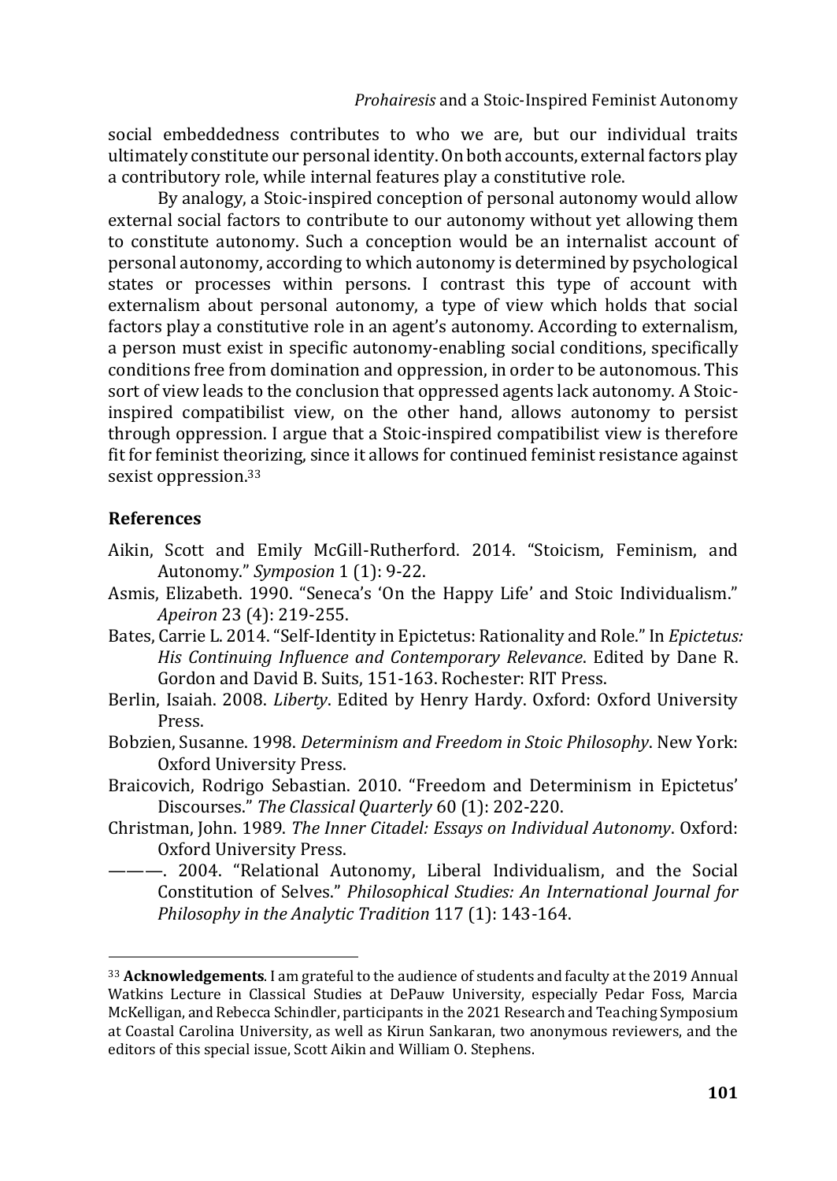social embeddedness contributes to who we are, but our individual traits ultimately constitute our personal identity. On both accounts, external factors play a contributory role, while internal features play a constitutive role.

By analogy, a Stoic-inspired conception of personal autonomy would allow external social factors to contribute to our autonomy without yet allowing them to constitute autonomy. Such a conception would be an internalist account of personal autonomy, according to which autonomy is determined by psychological states or processes within persons. I contrast this type of account with externalism about personal autonomy, a type of view which holds that social factors play a constitutive role in an agent's autonomy. According to externalism, a person must exist in specific autonomy-enabling social conditions, specifically conditions free from domination and oppression, in order to be autonomous. This sort of view leads to the conclusion that oppressed agents lack autonomy. A Stoic-inspired compatibilist view, on the other hand, allows autonomy to persist through oppression. I argue that a Stoic-inspired compatibilist view is therefore fit for feminist theorizing, since it allows for continued feminist resistance against sexist oppression.[33]

## References

Aikin, Scott and Emily McGill-Rutherford. 2014. "Stoicism, Feminism, and Autonomy." *Symposion* 1 (1): 9-22.

Asmis, Elizabeth. 1990. "Seneca's 'On the Happy Life' and Stoic Individualism." *Apeiron* 23 (4): 219-255.

Bates, Carrie L. 2014. "Self-Identity in Epictetus: Rationality and Role." In *Epictetus: His Continuing Influence and Contemporary Relevance*. Edited by Dane R. Gordon and David B. Suits, 151-163. Rochester: RIT Press.

Berlin, Isaiah. 2008. *Liberty*. Edited by Henry Hardy. Oxford: Oxford University Press.

Bobzien, Susanne. 1998. *Determinism and Freedom in Stoic Philosophy*. New York: Oxford University Press.

Braicovich, Rodrigo Sebastian. 2010. "Freedom and Determinism in Epictetus' Discourses." *The Classical Quarterly* 60 (1): 202-220.

Christman, John. 1989. *The Inner Citadel: Essays on Individual Autonomy*. Oxford: Oxford University Press.

———. 2004. "Relational Autonomy, Liberal Individualism, and the Social Constitution of Selves." *Philosophical Studies: An International Journal for Philosophy in the Analytic Tradition* 117 (1): 143-164.

---

[33] **Acknowledgements**. I am grateful to the audience of students and faculty at the 2019 Annual Watkins Lecture in Classical Studies at DePauw University, especially Pedar Foss, Marcia McKelligan, and Rebecca Schindler, participants in the 2021 Research and Teaching Symposium at Coastal Carolina University, as well as Kirun Sankaran, two anonymous reviewers, and the editors of this special issue, Scott Aikin and William O. Stephens.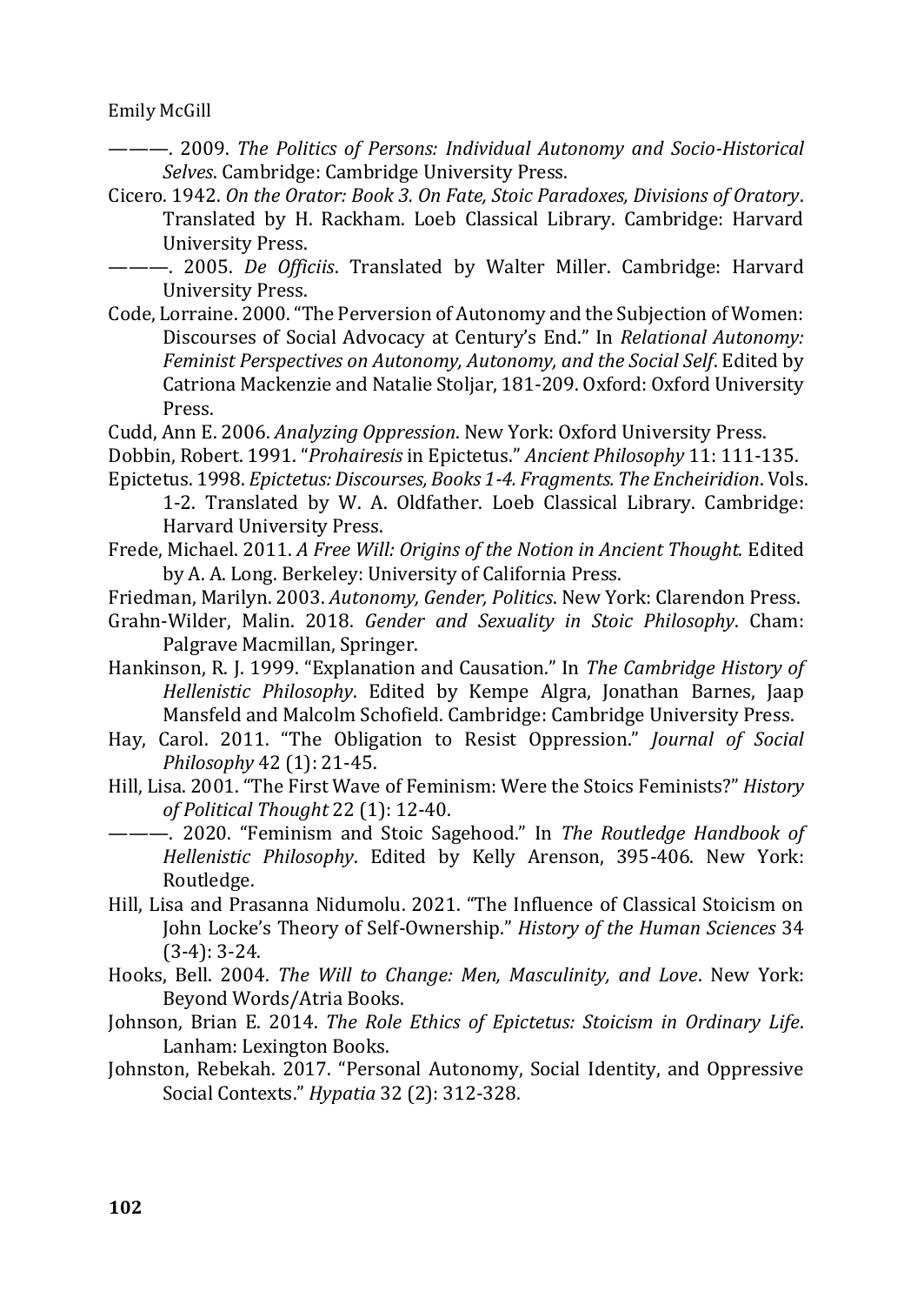———. 2009. *The Politics of Persons: Individual Autonomy and Socio-Historical Selves*. Cambridge: Cambridge University Press.

Cicero. 1942. *On the Orator: Book 3. On Fate, Stoic Paradoxes, Divisions of Oratory*. Translated by H. Rackham. Loeb Classical Library. Cambridge: Harvard University Press.

———. 2005. *De Officiis*. Translated by Walter Miller. Cambridge: Harvard University Press.

Code, Lorraine. 2000. "The Perversion of Autonomy and the Subjection of Women: Discourses of Social Advocacy at Century's End." In *Relational Autonomy: Feminist Perspectives on Autonomy, Autonomy, and the Social Self*. Edited by Catriona Mackenzie and Natalie Stoljar, 181-209. Oxford: Oxford University Press.

Cudd, Ann E. 2006. *Analyzing Oppression*. New York: Oxford University Press.

Dobbin, Robert. 1991. "*Prohairesis* in Epictetus." *Ancient Philosophy* 11: 111-135.

Epictetus. 1998. *Epictetus: Discourses, Books 1-4. Fragments. The Encheiridion*. Vols. 1-2. Translated by W. A. Oldfather. Loeb Classical Library. Cambridge: Harvard University Press.

Frede, Michael. 2011. *A Free Will: Origins of the Notion in Ancient Thought.* Edited by A. A. Long. Berkeley: University of California Press.

Friedman, Marilyn. 2003. *Autonomy, Gender, Politics*. New York: Clarendon Press.

Grahn-Wilder, Malin. 2018. *Gender and Sexuality in Stoic Philosophy*. Cham: Palgrave Macmillan, Springer.

Hankinson, R. J. 1999. "Explanation and Causation." In *The Cambridge History of Hellenistic Philosophy*. Edited by Kempe Algra, Jonathan Barnes, Jaap Mansfeld and Malcolm Schofield. Cambridge: Cambridge University Press.

Hay, Carol. 2011. "The Obligation to Resist Oppression." *Journal of Social Philosophy* 42 (1): 21-45.

Hill, Lisa. 2001. "The First Wave of Feminism: Were the Stoics Feminists?" *History of Political Thought* 22 (1): 12-40.

———. 2020. "Feminism and Stoic Sagehood." In *The Routledge Handbook of Hellenistic Philosophy*. Edited by Kelly Arenson, 395-406. New York: Routledge.

Hill, Lisa and Prasanna Nidumolu. 2021. "The Influence of Classical Stoicism on John Locke's Theory of Self-Ownership." *History of the Human Sciences* 34 (3-4): 3-24.

Hooks, Bell. 2004. *The Will to Change: Men, Masculinity, and Love*. New York: Beyond Words/Atria Books.

Johnson, Brian E. 2014. *The Role Ethics of Epictetus: Stoicism in Ordinary Life*. Lanham: Lexington Books.

Johnston, Rebekah. 2017. "Personal Autonomy, Social Identity, and Oppressive Social Contexts." *Hypatia* 32 (2): 312-328.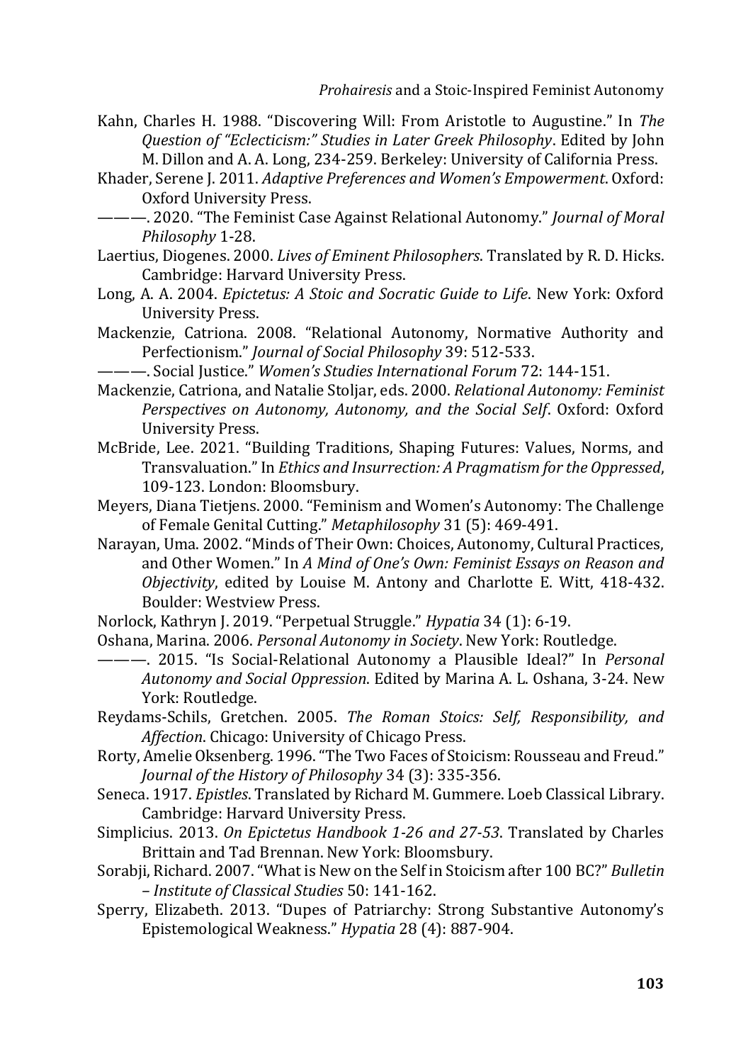Kahn, Charles H. 1988. "Discovering Will: From Aristotle to Augustine." In *The Question of "Eclecticism:" Studies in Later Greek Philosophy*. Edited by John M. Dillon and A. A. Long, 234-259. Berkeley: University of California Press.

Khader, Serene J. 2011. *Adaptive Preferences and Women's Empowerment*. Oxford: Oxford University Press.

———. 2020. "The Feminist Case Against Relational Autonomy." *Journal of Moral Philosophy* 1-28.

Laertius, Diogenes. 2000. *Lives of Eminent Philosophers*. Translated by R. D. Hicks. Cambridge: Harvard University Press.

Long, A. A. 2004. *Epictetus: A Stoic and Socratic Guide to Life*. New York: Oxford University Press.

Mackenzie, Catriona. 2008. "Relational Autonomy, Normative Authority and Perfectionism." *Journal of Social Philosophy* 39: 512-533.

———. Social Justice." *Women's Studies International Forum* 72: 144-151.

Mackenzie, Catriona, and Natalie Stoljar, eds. 2000. *Relational Autonomy: Feminist Perspectives on Autonomy, Autonomy, and the Social Self*. Oxford: Oxford University Press.

McBride, Lee. 2021. "Building Traditions, Shaping Futures: Values, Norms, and Transvaluation." In *Ethics and Insurrection: A Pragmatism for the Oppressed*, 109-123. London: Bloomsbury.

Meyers, Diana Tietjens. 2000. "Feminism and Women's Autonomy: The Challenge of Female Genital Cutting." *Metaphilosophy* 31 (5): 469-491.

Narayan, Uma. 2002. "Minds of Their Own: Choices, Autonomy, Cultural Practices, and Other Women." In *A Mind of One's Own: Feminist Essays on Reason and Objectivity*, edited by Louise M. Antony and Charlotte E. Witt, 418-432. Boulder: Westview Press.

Norlock, Kathryn J. 2019. "Perpetual Struggle." *Hypatia* 34 (1): 6-19.

Oshana, Marina. 2006. *Personal Autonomy in Society*. New York: Routledge.

———. 2015. "Is Social-Relational Autonomy a Plausible Ideal?" In *Personal Autonomy and Social Oppression*. Edited by Marina A. L. Oshana, 3-24. New York: Routledge.

Reydams-Schils, Gretchen. 2005. *The Roman Stoics: Self, Responsibility, and Affection*. Chicago: University of Chicago Press.

Rorty, Amelie Oksenberg. 1996. "The Two Faces of Stoicism: Rousseau and Freud." *Journal of the History of Philosophy* 34 (3): 335-356.

Seneca. 1917. *Epistles*. Translated by Richard M. Gummere. Loeb Classical Library. Cambridge: Harvard University Press.

Simplicius. 2013. *On Epictetus Handbook 1-26 and 27-53*. Translated by Charles Brittain and Tad Brennan. New York: Bloomsbury.

Sorabji, Richard. 2007. "What is New on the Self in Stoicism after 100 BC?" *Bulletin – Institute of Classical Studies* 50: 141-162.

Sperry, Elizabeth. 2013. "Dupes of Patriarchy: Strong Substantive Autonomy's Epistemological Weakness." *Hypatia* 28 (4): 887-904.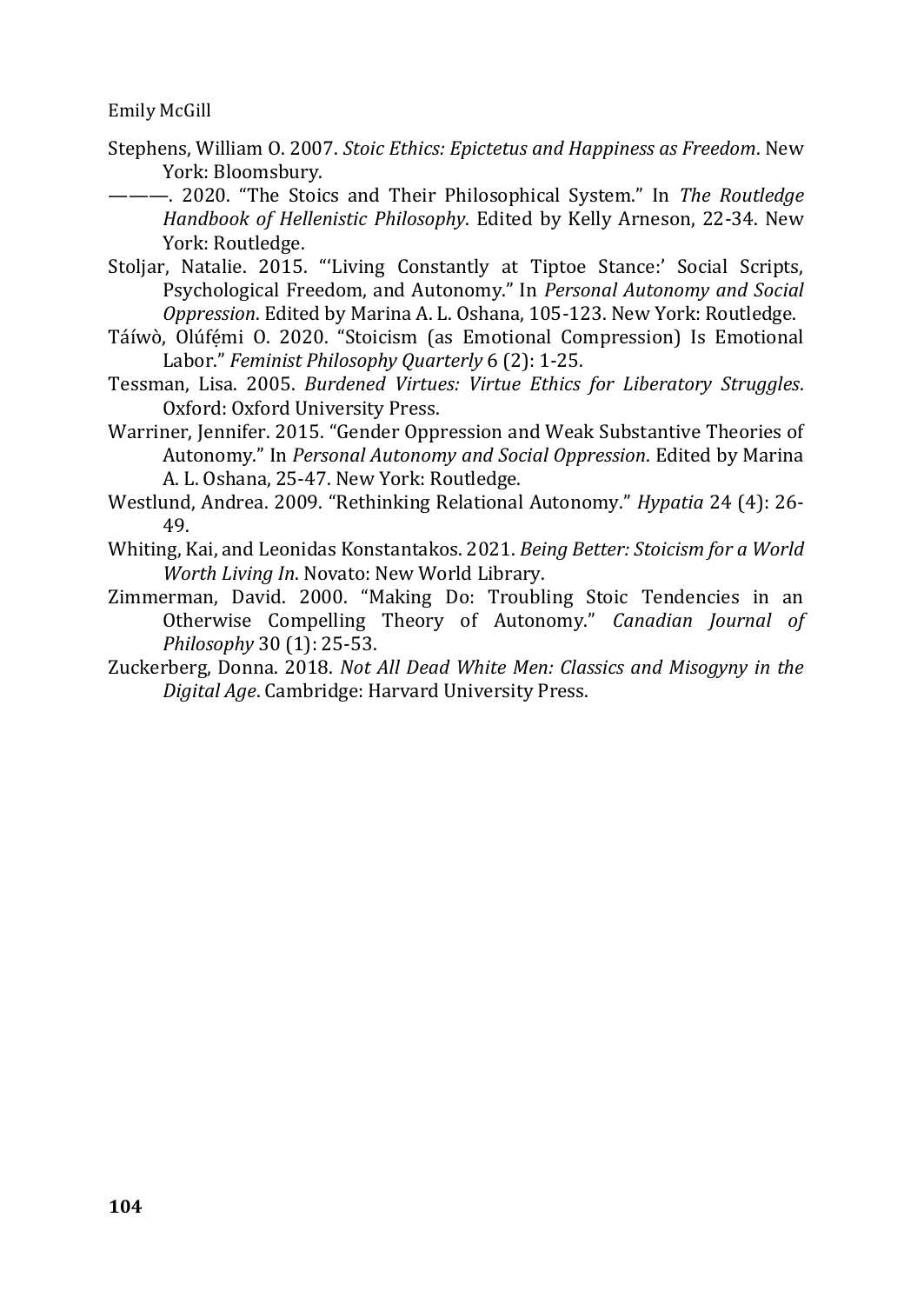Stephens, William O. 2007. *Stoic Ethics: Epictetus and Happiness as Freedom*. New York: Bloomsbury.

———. 2020. "The Stoics and Their Philosophical System." In *The Routledge Handbook of Hellenistic Philosophy*. Edited by Kelly Arneson, 22-34. New York: Routledge.

Stoljar, Natalie. 2015. "'Living Constantly at Tiptoe Stance:' Social Scripts, Psychological Freedom, and Autonomy." In *Personal Autonomy and Social Oppression*. Edited by Marina A. L. Oshana, 105-123. New York: Routledge.

Táíwò, Olúfẹ́mi O. 2020. "Stoicism (as Emotional Compression) Is Emotional Labor." *Feminist Philosophy Quarterly* 6 (2): 1-25.

Tessman, Lisa. 2005. *Burdened Virtues: Virtue Ethics for Liberatory Struggles*. Oxford: Oxford University Press.

Warriner, Jennifer. 2015. "Gender Oppression and Weak Substantive Theories of Autonomy." In *Personal Autonomy and Social Oppression*. Edited by Marina A. L. Oshana, 25-47. New York: Routledge.

Westlund, Andrea. 2009. "Rethinking Relational Autonomy." *Hypatia* 24 (4): 26-49.

Whiting, Kai, and Leonidas Konstantakos. 2021. *Being Better: Stoicism for a World Worth Living In*. Novato: New World Library.

Zimmerman, David. 2000. "Making Do: Troubling Stoic Tendencies in an Otherwise Compelling Theory of Autonomy." *Canadian Journal of Philosophy* 30 (1): 25-53.

Zuckerberg, Donna. 2018. *Not All Dead White Men: Classics and Misogyny in the Digital Age*. Cambridge: Harvard University Press.